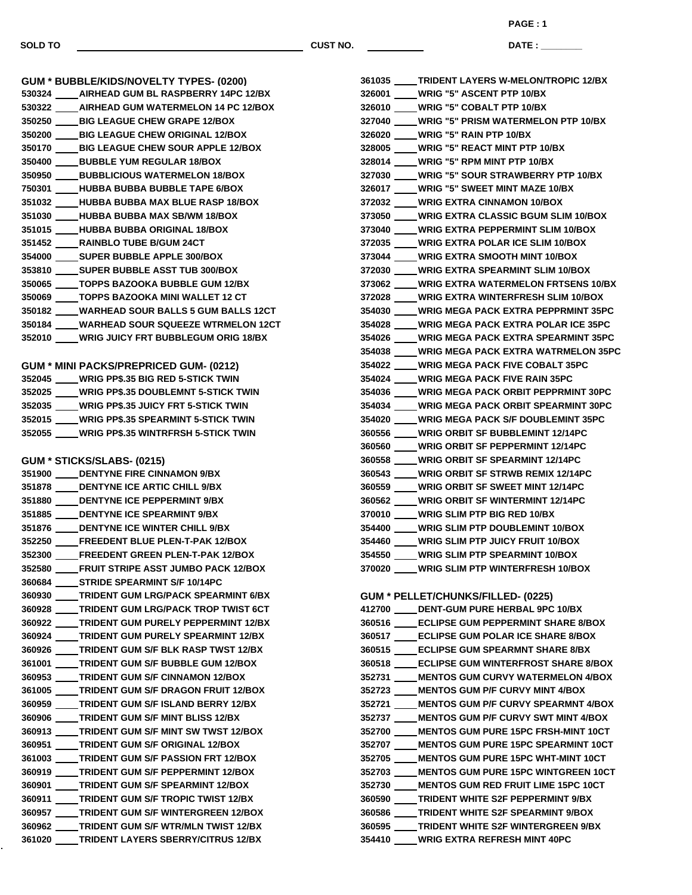**SOLD TO** ________________________ **CUST NO.** __________ **DATE :** ________

## GUM * BUBBLE/KIDS/NOVELTY TYPES- (0200)

530324 ____ AIRHEAD GUM BL RASPBERRY 14PC 12/BX
530322 ____ AIRHEAD GUM WATERMELON 14 PC 12/BOX
350250 ____ BIG LEAGUE CHEW GRAPE 12/BOX
350200 ____ BIG LEAGUE CHEW ORIGINAL 12/BOX
350170 ____ BIG LEAGUE CHEW SOUR APPLE 12/BOX
350400 ____ BUBBLE YUM REGULAR 18/BOX
350950 ____ BUBBLICIOUS WATERMELON 18/BOX
750301 ____ HUBBA BUBBA BUBBLE TAPE 6/BOX
351032 ____ HUBBA BUBBA MAX BLUE RASP 18/BOX
351030 ____ HUBBA BUBBA MAX SB/WM 18/BOX
351015 ____ HUBBA BUBBA ORIGINAL 18/BOX
351452 ____ RAINBLO TUBE B/GUM 24CT
354000 ____ SUPER BUBBLE APPLE 300/BOX
353810 ____ SUPER BUBBLE ASST TUB 300/BOX
350065 ____ TOPPS BAZOOKA BUBBLE GUM 12/BX
350069 ____ TOPPS BAZOOKA MINI WALLET 12 CT
350182 ____ WARHEAD SOUR BALLS 5 GUM BALLS 12CT
350184 ____ WARHEAD SOUR SQUEEZE WTRMELON 12CT
352010 ____ WRIG JUICY FRT BUBBLEGUM ORIG 18/BX

## GUM * MINI PACKS/PREPRICED GUM- (0212)

352045 ____ WRIG PP$.35 BIG RED 5-STICK TWIN
352025 ____ WRIG PP$.35 DOUBLEMNT 5-STICK TWIN
352035 ____ WRIG PP$.35 JUICY FRT 5-STICK TWIN
352015 ____ WRIG PP$.35 SPEARMINT 5-STICK TWIN
352055 ____ WRIG PP$.35 WINTRFRSH 5-STICK TWIN

## GUM * STICKS/SLABS- (0215)

351900 ____ DENTYNE FIRE CINNAMON 9/BX
351878 ____ DENTYNE ICE ARTIC CHILL 9/BX
351880 ____ DENTYNE ICE PEPPERMINT 9/BX
351885 ____ DENTYNE ICE SPEARMINT 9/BX
351876 ____ DENTYNE ICE WINTER CHILL 9/BX
352250 ____ FREEDENT BLUE PLEN-T-PAK 12/BOX
352300 ____ FREEDENT GREEN PLEN-T-PAK 12/BOX
352580 ____ FRUIT STRIPE ASST JUMBO PACK 12/BOX
360684 ____ STRIDE SPEARMINT S/F 10/14PC
360930 ____ TRIDENT GUM LRG/PACK SPEARMINT 6/BX
360928 ____ TRIDENT GUM LRG/PACK TROP TWIST 6CT
360922 ____ TRIDENT GUM PURELY PEPPERMINT 12/BX
360924 ____ TRIDENT GUM PURELY SPEARMINT 12/BX
360926 ____ TRIDENT GUM S/F BLK RASP TWST 12/BX
361001 ____ TRIDENT GUM S/F BUBBLE GUM 12/BOX
360953 ____ TRIDENT GUM S/F CINNAMON 12/BOX
361005 ____ TRIDENT GUM S/F DRAGON FRUIT 12/BOX
360959 ____ TRIDENT GUM S/F ISLAND BERRY 12/BX
360906 ____ TRIDENT GUM S/F MINT BLISS 12/BX
360913 ____ TRIDENT GUM S/F MINT SW TWST 12/BOX
360951 ____ TRIDENT GUM S/F ORIGINAL 12/BOX
361003 ____ TRIDENT GUM S/F PASSION FRT 12/BOX
360919 ____ TRIDENT GUM S/F PEPPERMINT 12/BOX
360901 ____ TRIDENT GUM S/F SPEARMINT 12/BOX
360911 ____ TRIDENT GUM S/F TROPIC TWIST 12/BX
360957 ____ TRIDENT GUM S/F WINTERGREEN 12/BOX
360962 ____ TRIDENT GUM S/F WTR/MLN TWIST 12/BX
361020 ____ TRIDENT LAYERS SBERRY/CITRUS 12/BX
361035 ____ TRIDENT LAYERS W-MELON/TROPIC 12/BX
326001 ____ WRIG "5" ASCENT PTP 10/BX
326010 ____ WRIG "5" COBALT PTP 10/BX
327040 ____ WRIG "5" PRISM WATERMELON PTP 10/BX
326020 ____ WRIG "5" RAIN PTP 10/BX
328005 ____ WRIG "5" REACT MINT PTP 10/BX
328014 ____ WRIG "5" RPM MINT PTP 10/BX
327030 ____ WRIG "5" SOUR STRAWBERRY PTP 10/BX
326017 ____ WRIG "5" SWEET MINT MAZE 10/BX
372032 ____ WRIG EXTRA CINNAMON 10/BOX
373050 ____ WRIG EXTRA CLASSIC BGUM SLIM 10/BOX
373040 ____ WRIG EXTRA PEPPERMINT SLIM 10/BOX
372035 ____ WRIG EXTRA POLAR ICE SLIM 10/BOX
373044 ____ WRIG EXTRA SMOOTH MINT 10/BOX
372030 ____ WRIG EXTRA SPEARMINT SLIM 10/BOX
373062 ____ WRIG EXTRA WATERMELON FRTSENS 10/BX
372028 ____ WRIG EXTRA WINTERFRESH SLIM 10/BOX
354030 ____ WRIG MEGA PACK EXTRA PEPPRMINT 35PC
354028 ____ WRIG MEGA PACK EXTRA POLAR ICE 35PC
354026 ____ WRIG MEGA PACK EXTRA SPEARMINT 35PC
354038 ____ WRIG MEGA PACK EXTRA WATRMELON 35PC
354022 ____ WRIG MEGA PACK FIVE COBALT 35PC
354024 ____ WRIG MEGA PACK FIVE RAIN 35PC
354036 ____ WRIG MEGA PACK ORBIT PEPPRMINT 30PC
354034 ____ WRIG MEGA PACK ORBIT SPEARMINT 30PC
354020 ____ WRIG MEGA PACK S/F DOUBLEMINT 35PC
360556 ____ WRIG ORBIT SF BUBBLEMINT 12/14PC
360560 ____ WRIG ORBIT SF PEPPERMINT 12/14PC
360558 ____ WRIG ORBIT SF SPEARMINT 12/14PC
360543 ____ WRIG ORBIT SF STRWB REMIX 12/14PC
360559 ____ WRIG ORBIT SF SWEET MINT 12/14PC
360562 ____ WRIG ORBIT SF WINTERMINT 12/14PC
370010 ____ WRIG SLIM PTP BIG RED 10/BX
354400 ____ WRIG SLIM PTP DOUBLEMINT 10/BOX
354460 ____ WRIG SLIM PTP JUICY FRUIT 10/BOX
354550 ____ WRIG SLIM PTP SPEARMINT 10/BOX
370020 ____ WRIG SLIM PTP WINTERFRESH 10/BOX

## GUM * PELLET/CHUNKS/FILLED- (0225)

412700 ____ DENT-GUM PURE HERBAL 9PC 10/BX
360516 ____ ECLIPSE GUM PEPPERMINT SHARE 8/BOX
360517 ____ ECLIPSE GUM POLAR ICE SHARE 8/BOX
360515 ____ ECLIPSE GUM SPEARMNT SHARE 8/BX
360518 ____ ECLIPSE GUM WINTERFROST SHARE 8/BOX
352731 ____ MENTOS GUM CURVY WATERMELON 4/BOX
352723 ____ MENTOS GUM P/F CURVY MINT 4/BOX
352721 ____ MENTOS GUM P/F CURVY SPEARMNT 4/BOX
352737 ____ MENTOS GUM P/F CURVY SWT MINT 4/BOX
352700 ____ MENTOS GUM PURE 15PC FRSH-MINT 10CT
352707 ____ MENTOS GUM PURE 15PC SPEARMINT 10CT
352705 ____ MENTOS GUM PURE 15PC WHT-MINT 10CT
352703 ____ MENTOS GUM PURE 15PC WINTGREEN 10CT
352730 ____ MENTOS GUM RED FRUIT LIME 15PC 10CT
360590 ____ TRIDENT WHITE S2F PEPPERMINT 9/BX
360586 ____ TRIDENT WHITE S2F SPEARMINT 9/BOX
360595 ____ TRIDENT WHITE S2F WINTERGREEN 9/BX
354410 ____ WRIG EXTRA REFRESH MINT 40PC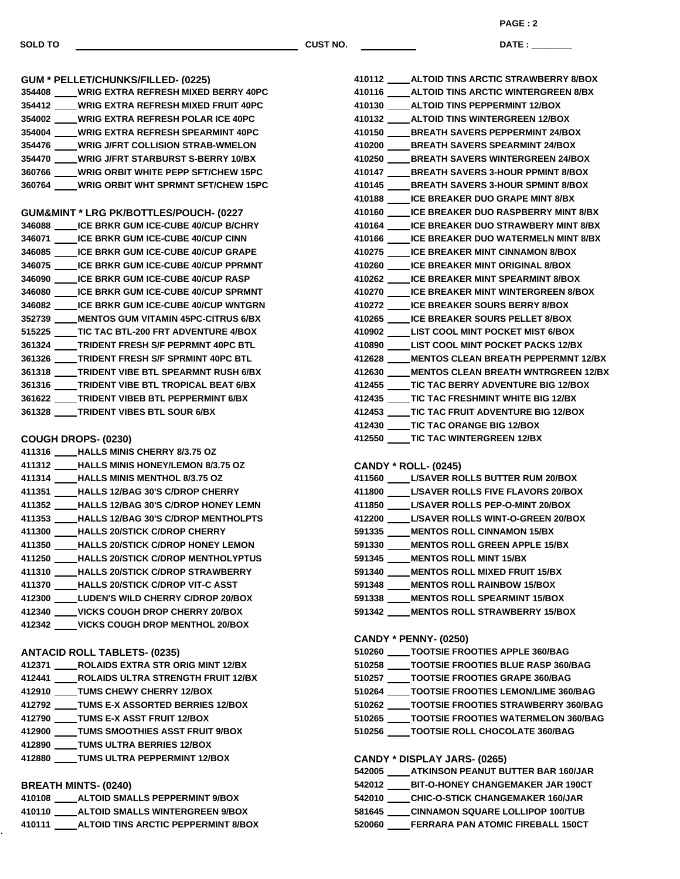SOLD TO ______________________ CUST NO. __________ DATE : ________

## GUM * PELLET/CHUNKS/FILLED- (0225)

354408 ____ WRIG EXTRA REFRESH MIXED BERRY 40PC
354412 ____ WRIG EXTRA REFRESH MIXED FRUIT 40PC
354002 ____ WRIG EXTRA REFRESH POLAR ICE 40PC
354004 ____ WRIG EXTRA REFRESH SPEARMINT 40PC
354476 ____ WRIG J/FRT COLLISION STRAB-WMELON
354470 ____ WRIG J/FRT STARBURST S-BERRY 10/BX
360766 ____ WRIG ORBIT WHITE PEPP SFT/CHEW 15PC
360764 ____ WRIG ORBIT WHT SPRMNT SFT/CHEW 15PC

## GUM&MINT * LRG PK/BOTTLES/POUCH- (0227

346088 ____ ICE BRKR GUM ICE-CUBE 40/CUP B/CHRY
346071 ____ ICE BRKR GUM ICE-CUBE 40/CUP CINN
346085 ____ ICE BRKR GUM ICE-CUBE 40/CUP GRAPE
346075 ____ ICE BRKR GUM ICE-CUBE 40/CUP PPRMNT
346090 ____ ICE BRKR GUM ICE-CUBE 40/CUP RASP
346080 ____ ICE BRKR GUM ICE-CUBE 40/CUP SPRMNT
346082 ____ ICE BRKR GUM ICE-CUBE 40/CUP WNTGRN
352739 ____ MENTOS GUM VITAMIN 45PC-CITRUS 6/BX
515225 ____ TIC TAC BTL-200 FRT ADVENTURE 4/BOX
361324 ____ TRIDENT FRESH S/F PEPRMNT 40PC BTL
361326 ____ TRIDENT FRESH S/F SPRMINT 40PC BTL
361318 ____ TRIDENT VIBE BTL SPEARMNT RUSH 6/BX
361316 ____ TRIDENT VIBE BTL TROPICAL BEAT 6/BX
361622 ____ TRIDENT VIBEB BTL PEPPERMINT 6/BX
361328 ____ TRIDENT VIBES BTL SOUR 6/BX

## COUGH DROPS- (0230)

411316 ____ HALLS MINIS CHERRY 8/3.75 OZ
411312 ____ HALLS MINIS HONEY/LEMON 8/3.75 OZ
411314 ____ HALLS MINIS MENTHOL 8/3.75 OZ
411351 ____ HALLS 12/BAG 30'S C/DROP CHERRY
411352 ____ HALLS 12/BAG 30'S C/DROP HONEY LEMN
411353 ____ HALLS 12/BAG 30'S C/DROP MENTHOLPTS
411300 ____ HALLS 20/STICK C/DROP CHERRY
411350 ____ HALLS 20/STICK C/DROP HONEY LEMON
411250 ____ HALLS 20/STICK C/DROP MENTHOLYPTUS
411310 ____ HALLS 20/STICK C/DROP STRAWBERRY
411370 ____ HALLS 20/STICK C/DROP VIT-C ASST
412300 ____ LUDEN'S WILD CHERRY C/DROP 20/BOX
412340 ____ VICKS COUGH DROP CHERRY 20/BOX
412342 ____ VICKS COUGH DROP MENTHOL 20/BOX

## ANTACID ROLL TABLETS- (0235)

412371 ____ ROLAIDS EXTRA STR ORIG MINT 12/BX
412441 ____ ROLAIDS ULTRA STRENGTH FRUIT 12/BX
412910 ____ TUMS CHEWY CHERRY 12/BOX
412792 ____ TUMS E-X ASSORTED BERRIES 12/BOX
412790 ____ TUMS E-X ASST FRUIT 12/BOX
412900 ____ TUMS SMOOTHIES ASST FRUIT 9/BOX
412890 ____ TUMS ULTRA BERRIES 12/BOX
412880 ____ TUMS ULTRA PEPPERMINT 12/BOX

## BREATH MINTS- (0240)

410108 ____ ALTOID SMALLS PEPPERMINT 9/BOX
410110 ____ ALTOID SMALLS WINTERGREEN 9/BOX
410111 ____ ALTOID TINS ARCTIC PEPPERMINT 8/BOX
410112 ____ ALTOID TINS ARCTIC STRAWBERRY 8/BOX
410116 ____ ALTOID TINS ARCTIC WINTERGREEN 8/BX
410130 ____ ALTOID TINS PEPPERMINT 12/BOX
410132 ____ ALTOID TINS WINTERGREEN 12/BOX
410150 ____ BREATH SAVERS PEPPERMINT 24/BOX
410200 ____ BREATH SAVERS SPEARMINT 24/BOX
410250 ____ BREATH SAVERS WINTERGREEN 24/BOX
410147 ____ BREATH SAVERS 3-HOUR PPMINT 8/BOX
410145 ____ BREATH SAVERS 3-HOUR SPMINT 8/BOX
410188 ____ ICE BREAKER DUO GRAPE MINT 8/BX
410160 ____ ICE BREAKER DUO RASPBERRY MINT 8/BX
410164 ____ ICE BREAKER DUO STRAWBERY MINT 8/BX
410166 ____ ICE BREAKER DUO WATERMELN MINT 8/BX
410275 ____ ICE BREAKER MINT CINNAMON 8/BOX
410260 ____ ICE BREAKER MINT ORIGINAL 8/BOX
410262 ____ ICE BREAKER MINT SPEARMINT 8/BOX
410270 ____ ICE BREAKER MINT WINTERGREEN 8/BOX
410272 ____ ICE BREAKER SOURS BERRY 8/BOX
410265 ____ ICE BREAKER SOURS PELLET 8/BOX
410902 ____ LIST COOL MINT POCKET MIST 6/BOX
410890 ____ LIST COOL MINT POCKET PACKS 12/BX
412628 ____ MENTOS CLEAN BREATH PEPPERMNT 12/BX
412630 ____ MENTOS CLEAN BREATH WNTRGREEN 12/BX
412455 ____ TIC TAC BERRY ADVENTURE BIG 12/BOX
412435 ____ TIC TAC FRESHMINT WHITE BIG 12/BX
412453 ____ TIC TAC FRUIT ADVENTURE BIG 12/BOX
412430 ____ TIC TAC ORANGE BIG 12/BOX
412550 ____ TIC TAC WINTERGREEN 12/BX

## CANDY * ROLL- (0245)

411560 ____ L/SAVER ROLLS BUTTER RUM 20/BOX
411800 ____ L/SAVER ROLLS FIVE FLAVORS 20/BOX
411850 ____ L/SAVER ROLLS PEP-O-MINT 20/BOX
412200 ____ L/SAVER ROLLS WINT-O-GREEN 20/BOX
591335 ____ MENTOS ROLL CINNAMON 15/BX
591330 ____ MENTOS ROLL GREEN APPLE 15/BX
591345 ____ MENTOS ROLL MINT 15/BX
591340 ____ MENTOS ROLL MIXED FRUIT 15/BX
591348 ____ MENTOS ROLL RAINBOW 15/BOX
591338 ____ MENTOS ROLL SPEARMINT 15/BOX
591342 ____ MENTOS ROLL STRAWBERRY 15/BOX

## CANDY * PENNY- (0250)

510260 ____ TOOTSIE FROOTIES APPLE 360/BAG
510258 ____ TOOTSIE FROOTIES BLUE RASP 360/BAG
510257 ____ TOOTSIE FROOTIES GRAPE 360/BAG
510264 ____ TOOTSIE FROOTIES LEMON/LIME 360/BAG
510262 ____ TOOTSIE FROOTIES STRAWBERRY 360/BAG
510265 ____ TOOTSIE FROOTIES WATERMELON 360/BAG
510256 ____ TOOTSIE ROLL CHOCOLATE 360/BAG

## CANDY * DISPLAY JARS- (0265)

542005 ____ ATKINSON PEANUT BUTTER BAR 160/JAR
542012 ____ BIT-O-HONEY CHANGEMAKER JAR 190CT
542010 ____ CHIC-O-STICK CHANGEMAKER 160/JAR
581645 ____ CINNAMON SQUARE LOLLIPOP 100/TUB
520060 ____ FERRARA PAN ATOMIC FIREBALL 150CT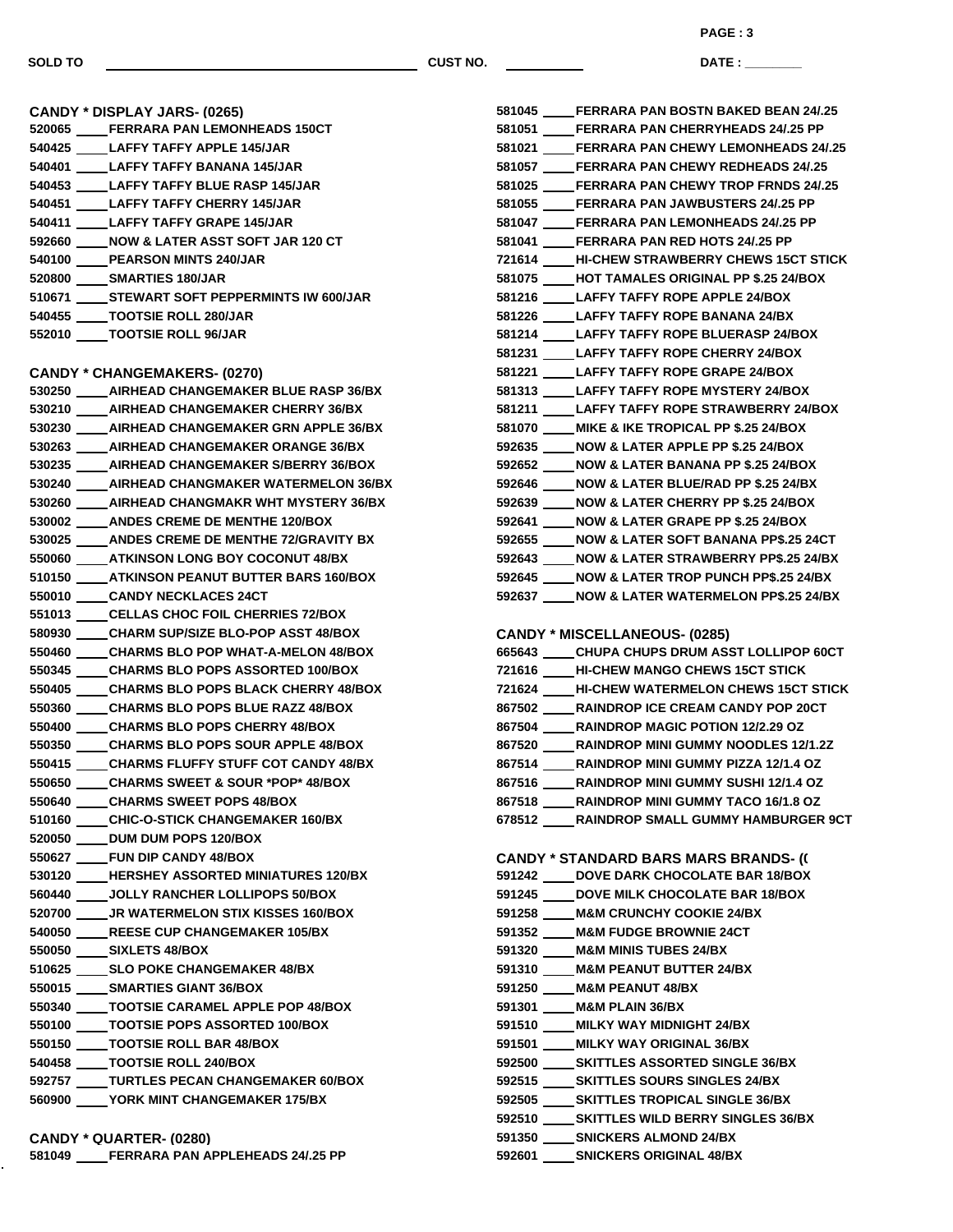SOLD TO ______________________ CUST NO. __________ DATE : ________

## CANDY * DISPLAY JARS- (0265)

520065 ____ FERRARA PAN LEMONHEADS 150CT
540425 ____ LAFFY TAFFY APPLE 145/JAR
540401 ____ LAFFY TAFFY BANANA 145/JAR
540453 ____ LAFFY TAFFY BLUE RASP 145/JAR
540451 ____ LAFFY TAFFY CHERRY 145/JAR
540411 ____ LAFFY TAFFY GRAPE 145/JAR
592660 ____ NOW & LATER ASST SOFT JAR 120 CT
540100 ____ PEARSON MINTS 240/JAR
520800 ____ SMARTIES 180/JAR
510671 ____ STEWART SOFT PEPPERMINTS IW 600/JAR
540455 ____ TOOTSIE ROLL 280/JAR
552010 ____ TOOTSIE ROLL 96/JAR

## CANDY * CHANGEMAKERS- (0270)

530250 ____ AIRHEAD CHANGEMAKER BLUE RASP 36/BX
530210 ____ AIRHEAD CHANGEMAKER CHERRY 36/BX
530230 ____ AIRHEAD CHANGEMAKER GRN APPLE 36/BX
530263 ____ AIRHEAD CHANGEMAKER ORANGE 36/BX
530235 ____ AIRHEAD CHANGEMAKER S/BERRY 36/BOX
530240 ____ AIRHEAD CHANGMAKER WATERMELON 36/BX
530260 ____ AIRHEAD CHANGMAKR WHT MYSTERY 36/BX
530002 ____ ANDES CREME DE MENTHE 120/BOX
530025 ____ ANDES CREME DE MENTHE 72/GRAVITY BX
550060 ____ ATKINSON LONG BOY COCONUT 48/BX
510150 ____ ATKINSON PEANUT BUTTER BARS 160/BOX
550010 ____ CANDY NECKLACES 24CT
551013 ____ CELLAS CHOC FOIL CHERRIES 72/BOX
580930 ____ CHARM SUP/SIZE BLO-POP ASST 48/BOX
550460 ____ CHARMS BLO POP WHAT-A-MELON 48/BOX
550345 ____ CHARMS BLO POPS ASSORTED 100/BOX
550405 ____ CHARMS BLO POPS BLACK CHERRY 48/BOX
550360 ____ CHARMS BLO POPS BLUE RAZZ 48/BOX
550400 ____ CHARMS BLO POPS CHERRY 48/BOX
550350 ____ CHARMS BLO POPS SOUR APPLE 48/BOX
550415 ____ CHARMS FLUFFY STUFF COT CANDY 48/BX
550650 ____ CHARMS SWEET & SOUR *POP* 48/BOX
550640 ____ CHARMS SWEET POPS 48/BOX
510160 ____ CHIC-O-STICK CHANGEMAKER 160/BX
520050 ____ DUM DUM POPS 120/BOX
550627 ____ FUN DIP CANDY 48/BOX
530120 ____ HERSHEY ASSORTED MINIATURES 120/BX
560440 ____ JOLLY RANCHER LOLLIPOPS 50/BOX
520700 ____ JR WATERMELON STIX KISSES 160/BOX
540050 ____ REESE CUP CHANGEMAKER 105/BX
550050 ____ SIXLETS 48/BOX
510625 ____ SLO POKE CHANGEMAKER 48/BX
550015 ____ SMARTIES GIANT 36/BOX
550340 ____ TOOTSIE CARAMEL APPLE POP 48/BOX
550100 ____ TOOTSIE POPS ASSORTED 100/BOX
550150 ____ TOOTSIE ROLL BAR 48/BOX
540458 ____ TOOTSIE ROLL 240/BOX
592757 ____ TURTLES PECAN CHANGEMAKER 60/BOX
560900 ____ YORK MINT CHANGEMAKER 175/BX

## CANDY * QUARTER- (0280)

581049 ____ FERRARA PAN APPLEHEADS 24/.25 PP
581045 ____ FERRARA PAN BOSTN BAKED BEAN 24/.25
581051 ____ FERRARA PAN CHERRYHEADS 24/.25 PP
581021 ____ FERRARA PAN CHEWY LEMONHEADS 24/.25
581057 ____ FERRARA PAN CHEWY REDHEADS 24/.25
581025 ____ FERRARA PAN CHEWY TROP FRNDS 24/.25
581055 ____ FERRARA PAN JAWBUSTERS 24/.25 PP
581047 ____ FERRARA PAN LEMONHEADS 24/.25 PP
581041 ____ FERRARA PAN RED HOTS 24/.25 PP
721614 ____ HI-CHEW STRAWBERRY CHEWS 15CT STICK
581075 ____ HOT TAMALES ORIGINAL PP $.25 24/BOX
581216 ____ LAFFY TAFFY ROPE APPLE 24/BOX
581226 ____ LAFFY TAFFY ROPE BANANA 24/BX
581214 ____ LAFFY TAFFY ROPE BLUERASP 24/BOX
581231 ____ LAFFY TAFFY ROPE CHERRY 24/BOX
581221 ____ LAFFY TAFFY ROPE GRAPE 24/BOX
581313 ____ LAFFY TAFFY ROPE MYSTERY 24/BOX
581211 ____ LAFFY TAFFY ROPE STRAWBERRY 24/BOX
581070 ____ MIKE & IKE TROPICAL PP $.25 24/BOX
592635 ____ NOW & LATER APPLE PP $.25 24/BOX
592652 ____ NOW & LATER BANANA PP $.25 24/BOX
592646 ____ NOW & LATER BLUE/RAD PP $.25 24/BX
592639 ____ NOW & LATER CHERRY PP $.25 24/BOX
592641 ____ NOW & LATER GRAPE PP $.25 24/BOX
592655 ____ NOW & LATER SOFT BANANA PP$.25 24CT
592643 ____ NOW & LATER STRAWBERRY PP$.25 24/BX
592645 ____ NOW & LATER TROP PUNCH PP$.25 24/BX
592637 ____ NOW & LATER WATERMELON PP$.25 24/BX

## CANDY * MISCELLANEOUS- (0285)

665643 ____ CHUPA CHUPS DRUM ASST LOLLIPOP 60CT
721616 ____ HI-CHEW MANGO CHEWS 15CT STICK
721624 ____ HI-CHEW WATERMELON CHEWS 15CT STICK
867502 ____ RAINDROP ICE CREAM CANDY POP 20CT
867504 ____ RAINDROP MAGIC POTION 12/2.29 OZ
867520 ____ RAINDROP MINI GUMMY NOODLES 12/1.2Z
867514 ____ RAINDROP MINI GUMMY PIZZA 12/1.4 OZ
867516 ____ RAINDROP MINI GUMMY SUSHI 12/1.4 OZ
867518 ____ RAINDROP MINI GUMMY TACO 16/1.8 OZ
678512 ____ RAINDROP SMALL GUMMY HAMBURGER 9CT

## CANDY * STANDARD BARS MARS BRANDS- ((

591242 ____ DOVE DARK CHOCOLATE BAR 18/BOX
591245 ____ DOVE MILK CHOCOLATE BAR 18/BOX
591258 ____ M&M CRUNCHY COOKIE 24/BX
591352 ____ M&M FUDGE BROWNIE 24CT
591320 ____ M&M MINIS TUBES 24/BX
591310 ____ M&M PEANUT BUTTER 24/BX
591250 ____ M&M PEANUT 48/BX
591301 ____ M&M PLAIN 36/BX
591510 ____ MILKY WAY MIDNIGHT 24/BX
591501 ____ MILKY WAY ORIGINAL 36/BX
592500 ____ SKITTLES ASSORTED SINGLE 36/BX
592515 ____ SKITTLES SOURS SINGLES 24/BX
592505 ____ SKITTLES TROPICAL SINGLE 36/BX
592510 ____ SKITTLES WILD BERRY SINGLES 36/BX
591350 ____ SNICKERS ALMOND 24/BX
592601 ____ SNICKERS ORIGINAL 48/BX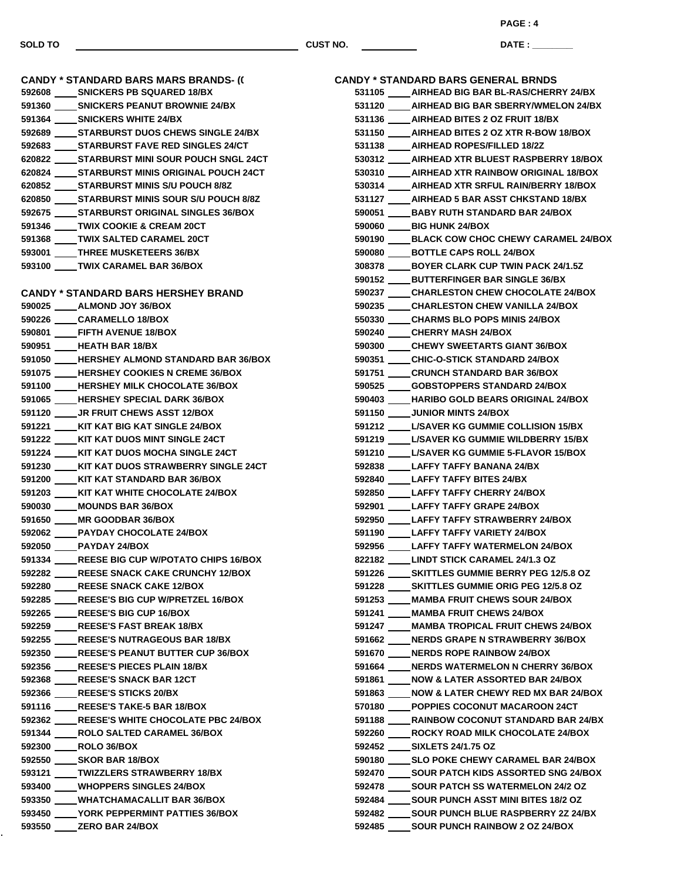SOLD TO ______________________________ CUST NO. __________ DATE : ________

**CANDY * STANDARD BARS MARS BRANDS- ((**

592608 ____ SNICKERS PB SQUARED 18/BX
591360 ____ SNICKERS PEANUT BROWNIE 24/BX
591364 ____ SNICKERS WHITE 24/BX
592689 ____ STARBURST DUOS CHEWS SINGLE 24/BX
592683 ____ STARBURST FAVE RED SINGLES 24/CT
620822 ____ STARBURST MINI SOUR POUCH SNGL 24CT
620824 ____ STARBURST MINIS ORIGINAL POUCH 24CT
620852 ____ STARBURST MINIS S/U POUCH 8/8Z
620850 ____ STARBURST MINIS SOUR S/U POUCH 8/8Z
592675 ____ STARBURST ORIGINAL SINGLES 36/BOX
591346 ____ TWIX COOKIE & CREAM 20CT
591368 ____ TWIX SALTED CARAMEL 20CT
593001 ____ THREE MUSKETEERS 36/BX
593100 ____ TWIX CARAMEL BAR 36/BOX

**CANDY * STANDARD BARS HERSHEY BRAND**

590025 ____ ALMOND JOY 36/BOX
590226 ____ CARAMELLO 18/BOX
590801 ____ FIFTH AVENUE 18/BOX
590951 ____ HEATH BAR 18/BX
591050 ____ HERSHEY ALMOND STANDARD BAR 36/BOX
591075 ____ HERSHEY COOKIES N CREME 36/BOX
591100 ____ HERSHEY MILK CHOCOLATE 36/BOX
591065 ____ HERSHEY SPECIAL DARK 36/BOX
591120 ____ JR FRUIT CHEWS ASST 12/BOX
591221 ____ KIT KAT BIG KAT SINGLE 24/BOX
591222 ____ KIT KAT DUOS MINT SINGLE 24CT
591224 ____ KIT KAT DUOS MOCHA SINGLE 24CT
591230 ____ KIT KAT DUOS STRAWBERRY SINGLE 24CT
591200 ____ KIT KAT STANDARD BAR 36/BOX
591203 ____ KIT KAT WHITE CHOCOLATE 24/BOX
590030 ____ MOUNDS BAR 36/BOX
591650 ____ MR GOODBAR 36/BOX
592062 ____ PAYDAY CHOCOLATE 24/BOX
592050 ____ PAYDAY 24/BOX
591334 ____ REESE BIG CUP W/POTATO CHIPS 16/BOX
592282 ____ REESE SNACK CAKE CRUNCHY 12/BOX
592280 ____ REESE SNACK CAKE 12/BOX
592285 ____ REESE'S BIG CUP W/PRETZEL 16/BOX
592265 ____ REESE'S BIG CUP 16/BOX
592259 ____ REESE'S FAST BREAK 18/BX
592255 ____ REESE'S NUTRAGEOUS BAR 18/BX
592350 ____ REESE'S PEANUT BUTTER CUP 36/BOX
592356 ____ REESE'S PIECES PLAIN 18/BX
592368 ____ REESE'S SNACK BAR 12CT
592366 ____ REESE'S STICKS 20/BX
591116 ____ REESE'S TAKE-5 BAR 18/BOX
592362 ____ REESE'S WHITE CHOCOLATE PBC 24/BOX
591344 ____ ROLO SALTED CARAMEL 36/BOX
592300 ____ ROLO 36/BOX
592550 ____ SKOR BAR 18/BOX
593121 ____ TWIZZLERS STRAWBERRY 18/BX
593400 ____ WHOPPERS SINGLES 24/BOX
593350 ____ WHATCHAMACALLIT BAR 36/BOX
593450 ____ YORK PEPPERMINT PATTIES 36/BOX
593550 ____ ZERO BAR 24/BOX

**CANDY * STANDARD BARS GENERAL BRNDS**

531105 ____ AIRHEAD BIG BAR BL-RAS/CHERRY 24/BX
531120 ____ AIRHEAD BIG BAR SBERRY/WMELON 24/BX
531136 ____ AIRHEAD BITES 2 OZ FRUIT 18/BX
531150 ____ AIRHEAD BITES 2 OZ XTR R-BOW 18/BOX
531138 ____ AIRHEAD ROPES/FILLED 18/2Z
530312 ____ AIRHEAD XTR BLUEST RASPBERRY 18/BOX
530310 ____ AIRHEAD XTR RAINBOW ORIGINAL 18/BOX
530314 ____ AIRHEAD XTR SRFUL RAIN/BERRY 18/BOX
531127 ____ AIRHEAD 5 BAR ASST CHKSTAND 18/BX
590051 ____ BABY RUTH STANDARD BAR 24/BOX
590060 ____ BIG HUNK 24/BOX
590190 ____ BLACK COW CHOC CHEWY CARAMEL 24/BOX
590080 ____ BOTTLE CAPS ROLL 24/BOX
308378 ____ BOYER CLARK CUP TWIN PACK 24/1.5Z
590152 ____ BUTTERFINGER BAR SINGLE 36/BX
590237 ____ CHARLESTON CHEW CHOCOLATE 24/BOX
590235 ____ CHARLESTON CHEW VANILLA 24/BOX
550330 ____ CHARMS BLO POPS MINIS 24/BOX
590240 ____ CHERRY MASH 24/BOX
590300 ____ CHEWY SWEETARTS GIANT 36/BOX
590351 ____ CHIC-O-STICK STANDARD 24/BOX
591751 ____ CRUNCH STANDARD BAR 36/BOX
590525 ____ GOBSTOPPERS STANDARD 24/BOX
590403 ____ HARIBO GOLD BEARS ORIGINAL 24/BOX
591150 ____ JUNIOR MINTS 24/BOX
591212 ____ L/SAVER KG GUMMIE COLLISION 15/BX
591219 ____ L/SAVER KG GUMMIE WILDBERRY 15/BX
591210 ____ L/SAVER KG GUMMIE 5-FLAVOR 15/BOX
592838 ____ LAFFY TAFFY BANANA 24/BX
592840 ____ LAFFY TAFFY BITES 24/BX
592850 ____ LAFFY TAFFY CHERRY 24/BOX
592901 ____ LAFFY TAFFY GRAPE 24/BOX
592950 ____ LAFFY TAFFY STRAWBERRY 24/BOX
591190 ____ LAFFY TAFFY VARIETY 24/BOX
592956 ____ LAFFY TAFFY WATERMELON 24/BOX
822182 ____ LINDT STICK CARAMEL 24/1.3 OZ
591226 ____ SKITTLES GUMMIE BERRY PEG 12/5.8 OZ
591228 ____ SKITTLES GUMMIE ORIG PEG 12/5.8 OZ
591253 ____ MAMBA FRUIT CHEWS SOUR 24/BOX
591241 ____ MAMBA FRUIT CHEWS 24/BOX
591247 ____ MAMBA TROPICAL FRUIT CHEWS 24/BOX
591662 ____ NERDS GRAPE N STRAWBERRY 36/BOX
591670 ____ NERDS ROPE RAINBOW 24/BOX
591664 ____ NERDS WATERMELON N CHERRY 36/BOX
591861 ____ NOW & LATER ASSORTED BAR 24/BOX
591863 ____ NOW & LATER CHEWY RED MX BAR 24/BOX
570180 ____ POPPIES COCONUT MACAROON 24CT
591188 ____ RAINBOW COCONUT STANDARD BAR 24/BX
592260 ____ ROCKY ROAD MILK CHOCOLATE 24/BOX
592452 ____ SIXLETS 24/1.75 OZ
590180 ____ SLO POKE CHEWY CARAMEL BAR 24/BOX
592470 ____ SOUR PATCH KIDS ASSORTED SNG 24/BOX
592478 ____ SOUR PATCH SS WATERMELON 24/2 OZ
592484 ____ SOUR PUNCH ASST MINI BITES 18/2 OZ
592482 ____ SOUR PUNCH BLUE RASPBERRY 2Z 24/BX
592485 ____ SOUR PUNCH RAINBOW 2 OZ 24/BOX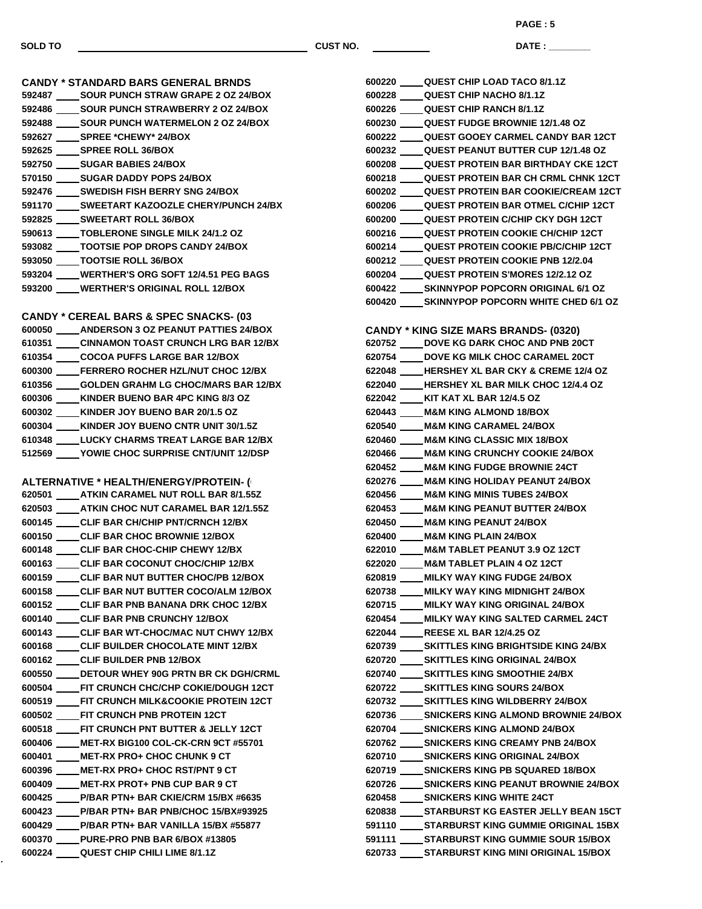SOLD TO ______________________ CUST NO. __________ DATE : ________

### CANDY * STANDARD BARS GENERAL BRNDS

592487 ____ SOUR PUNCH STRAW GRAPE 2 OZ 24/BOX
592486 ____ SOUR PUNCH STRAWBERRY 2 OZ 24/BOX
592488 ____ SOUR PUNCH WATERMELON 2 OZ 24/BOX
592627 ____ SPREE *CHEWY* 24/BOX
592625 ____ SPREE ROLL 36/BOX
592750 ____ SUGAR BABIES 24/BOX
570150 ____ SUGAR DADDY POPS 24/BOX
592476 ____ SWEDISH FISH BERRY SNG 24/BOX
591170 ____ SWEETART KAZOOZLE CHERY/PUNCH 24/BX
592825 ____ SWEETART ROLL 36/BOX
590613 ____ TOBLERONE SINGLE MILK 24/1.2 OZ
593082 ____ TOOTSIE POP DROPS CANDY 24/BOX
593050 ____ TOOTSIE ROLL 36/BOX
593204 ____ WERTHER'S ORG SOFT 12/4.51 PEG BAGS
593200 ____ WERTHER'S ORIGINAL ROLL 12/BOX

### CANDY * CEREAL BARS & SPEC SNACKS- (03

600050 ____ ANDERSON 3 OZ PEANUT PATTIES 24/BOX
610351 ____ CINNAMON TOAST CRUNCH LRG BAR 12/BX
610354 ____ COCOA PUFFS LARGE BAR 12/BOX
600300 ____ FERRERO ROCHER HZL/NUT CHOC 12/BX
610356 ____ GOLDEN GRAHM LG CHOC/MARS BAR 12/BX
600306 ____ KINDER BUENO BAR 4PC KING 8/3 OZ
600302 ____ KINDER JOY BUENO BAR 20/1.5 OZ
600304 ____ KINDER JOY BUENO CNTR UNIT 30/1.5Z
610348 ____ LUCKY CHARMS TREAT LARGE BAR 12/BX
512569 ____ YOWIE CHOC SURPRISE CNT/UNIT 12/DSP

### ALTERNATIVE * HEALTH/ENERGY/PROTEIN- (

620501 ____ ATKIN CARAMEL NUT ROLL BAR 8/1.55Z
620503 ____ ATKIN CHOC NUT CARAMEL BAR 12/1.55Z
600145 ____ CLIF BAR CH/CHIP PNT/CRNCH 12/BX
600150 ____ CLIF BAR CHOC BROWNIE 12/BOX
600148 ____ CLIF BAR CHOC-CHIP CHEWY 12/BX
600163 ____ CLIF BAR COCONUT CHOC/CHIP 12/BX
600159 ____ CLIF BAR NUT BUTTER CHOC/PB 12/BOX
600158 ____ CLIF BAR NUT BUTTER COCO/ALM 12/BOX
600152 ____ CLIF BAR PNB BANANA DRK CHOC 12/BX
600140 ____ CLIF BAR PNB CRUNCHY 12/BOX
600143 ____ CLIF BAR WT-CHOC/MAC NUT CHWY 12/BX
600168 ____ CLIF BUILDER CHOCOLATE MINT 12/BX
600162 ____ CLIF BUILDER PNB 12/BOX
600550 ____ DETOUR WHEY 90G PRTN BR CK DGH/CRML
600504 ____ FIT CRUNCH CHC/CHP COKIE/DOUGH 12CT
600519 ____ FIT CRUNCH MILK&COOKIE PROTEIN 12CT
600502 ____ FIT CRUNCH PNB PROTEIN 12CT
600518 ____ FIT CRUNCH PNT BUTTER & JELLY 12CT
600406 ____ MET-RX BIG100 COL-CK-CRN 9CT #55701
600401 ____ MET-RX PRO+ CHOC CHUNK 9 CT
600396 ____ MET-RX PRO+ CHOC RST/PNT 9 CT
600409 ____ MET-RX PROT+ PNB CUP BAR 9 CT
600425 ____ P/BAR PTN+ BAR CKIE/CRM 15/BX #6635
600423 ____ P/BAR PTN+ BAR PNB/CHOC 15/BX#93925
600429 ____ P/BAR PTN+ BAR VANILLA 15/BX #55877
600370 ____ PURE-PRO PNB BAR 6/BOX #13805
600224 ____ QUEST CHIP CHILI LIME 8/1.1Z
600220 ____ QUEST CHIP LOAD TACO 8/1.1Z
600228 ____ QUEST CHIP NACHO 8/1.1Z
600226 ____ QUEST CHIP RANCH 8/1.1Z
600230 ____ QUEST FUDGE BROWNIE 12/1.48 OZ
600222 ____ QUEST GOOEY CARMEL CANDY BAR 12CT
600232 ____ QUEST PEANUT BUTTER CUP 12/1.48 OZ
600208 ____ QUEST PROTEIN BAR BIRTHDAY CKE 12CT
600218 ____ QUEST PROTEIN BAR CH CRML CHNK 12CT
600202 ____ QUEST PROTEIN BAR COOKIE/CREAM 12CT
600206 ____ QUEST PROTEIN BAR OTMEL C/CHIP 12CT
600200 ____ QUEST PROTEIN C/CHIP CKY DGH 12CT
600216 ____ QUEST PROTEIN COOKIE CH/CHIP 12CT
600214 ____ QUEST PROTEIN COOKIE PB/C/CHIP 12CT
600212 ____ QUEST PROTEIN COOKIE PNB 12/2.04
600204 ____ QUEST PROTEIN S'MORES 12/2.12 OZ
600422 ____ SKINNYPOP POPCORN ORIGINAL 6/1 OZ
600420 ____ SKINNYPOP POPCORN WHITE CHED 6/1 OZ

### CANDY * KING SIZE MARS BRANDS- (0320)

620752 ____ DOVE KG DARK CHOC AND PNB 20CT
620754 ____ DOVE KG MILK CHOC CARAMEL 20CT
622048 ____ HERSHEY XL BAR CKY & CREME 12/4 OZ
622040 ____ HERSHEY XL BAR MILK CHOC 12/4.4 OZ
622042 ____ KIT KAT XL BAR 12/4.5 OZ
620443 ____ M&M KING ALMOND 18/BOX
620540 ____ M&M KING CARAMEL 24/BOX
620460 ____ M&M KING CLASSIC MIX 18/BOX
620466 ____ M&M KING CRUNCHY COOKIE 24/BOX
620452 ____ M&M KING FUDGE BROWNIE 24CT
620276 ____ M&M KING HOLIDAY PEANUT 24/BOX
620456 ____ M&M KING MINIS TUBES 24/BOX
620453 ____ M&M KING PEANUT BUTTER 24/BOX
620450 ____ M&M KING PEANUT 24/BOX
620400 ____ M&M KING PLAIN 24/BOX
622010 ____ M&M TABLET PEANUT 3.9 OZ 12CT
622020 ____ M&M TABLET PLAIN 4 OZ 12CT
620819 ____ MILKY WAY KING FUDGE 24/BOX
620738 ____ MILKY WAY KING MIDNIGHT 24/BOX
620715 ____ MILKY WAY KING ORIGINAL 24/BOX
620454 ____ MILKY WAY KING SALTED CARMEL 24CT
622044 ____ REESE XL BAR 12/4.25 OZ
620739 ____ SKITTLES KING BRIGHTSIDE KING 24/BX
620720 ____ SKITTLES KING ORIGINAL 24/BOX
620740 ____ SKITTLES KING SMOOTHIE 24/BX
620722 ____ SKITTLES KING SOURS 24/BOX
620732 ____ SKITTLES KING WILDBERRY 24/BOX
620736 ____ SNICKERS KING ALMOND BROWNIE 24/BOX
620704 ____ SNICKERS KING ALMOND 24/BOX
620762 ____ SNICKERS KING CREAMY PNB 24/BOX
620710 ____ SNICKERS KING ORIGINAL 24/BOX
620719 ____ SNICKERS KING PB SQUARED 18/BOX
620726 ____ SNICKERS KING PEANUT BROWNIE 24/BOX
620458 ____ SNICKERS KING WHITE 24CT
620838 ____ STARBURST KG EASTER JELLY BEAN 15CT
591110 ____ STARBURST KING GUMMIE ORIGINAL 15BX
591111 ____ STARBURST KING GUMMIE SOUR 15/BOX
620733 ____ STARBURST KING MINI ORIGINAL 15/BOX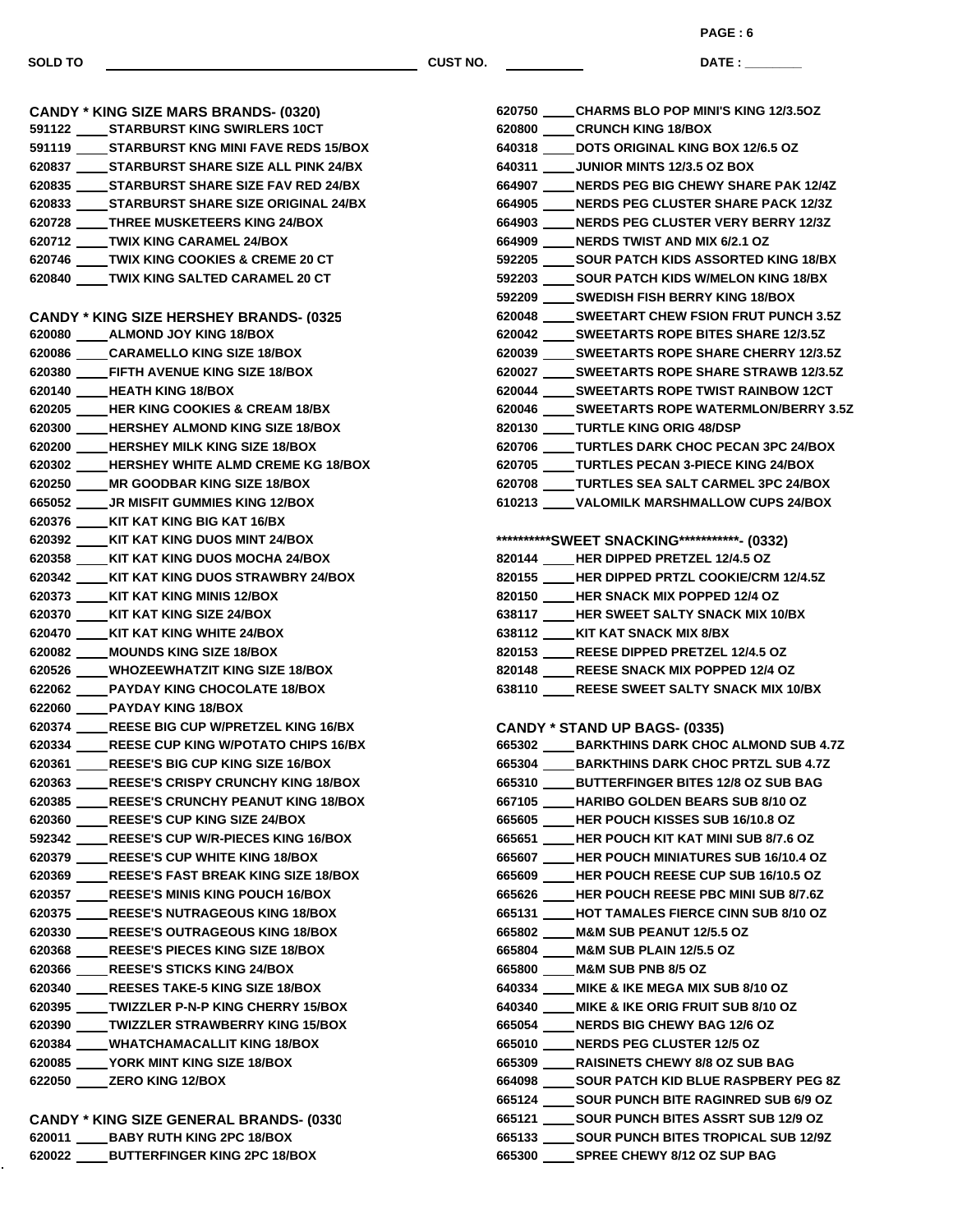SOLD TO ______________________ CUST NO. __________ DATE : ________

## CANDY * KING SIZE MARS BRANDS- (0320)

591122 ____ STARBURST KING SWIRLERS 10CT
591119 ____ STARBURST KNG MINI FAVE REDS 15/BOX
620837 ____ STARBURST SHARE SIZE ALL PINK 24/BX
620835 ____ STARBURST SHARE SIZE FAV RED 24/BX
620833 ____ STARBURST SHARE SIZE ORIGINAL 24/BX
620728 ____ THREE MUSKETEERS KING 24/BOX
620712 ____ TWIX KING CARAMEL 24/BOX
620746 ____ TWIX KING COOKIES & CREME 20 CT
620840 ____ TWIX KING SALTED CARAMEL 20 CT

## CANDY * KING SIZE HERSHEY BRANDS- (0325

620080 ____ ALMOND JOY KING 18/BOX
620086 ____ CARAMELLO KING SIZE 18/BOX
620380 ____ FIFTH AVENUE KING SIZE 18/BOX
620140 ____ HEATH KING 18/BOX
620205 ____ HER KING COOKIES & CREAM 18/BX
620300 ____ HERSHEY ALMOND KING SIZE 18/BOX
620200 ____ HERSHEY MILK KING SIZE 18/BOX
620302 ____ HERSHEY WHITE ALMD CREME KG 18/BOX
620250 ____ MR GOODBAR KING SIZE 18/BOX
665052 ____ JR MISFIT GUMMIES KING 12/BOX
620376 ____ KIT KAT KING BIG KAT 16/BX
620392 ____ KIT KAT KING DUOS MINT 24/BOX
620358 ____ KIT KAT KING DUOS MOCHA 24/BOX
620342 ____ KIT KAT KING DUOS STRAWBRY 24/BOX
620373 ____ KIT KAT KING MINIS 12/BOX
620370 ____ KIT KAT KING SIZE 24/BOX
620470 ____ KIT KAT KING WHITE 24/BOX
620082 ____ MOUNDS KING SIZE 18/BOX
620526 ____ WHOZEEWHATZIT KING SIZE 18/BOX
622062 ____ PAYDAY KING CHOCOLATE 18/BOX
622060 ____ PAYDAY KING 18/BOX
620374 ____ REESE BIG CUP W/PRETZEL KING 16/BX
620334 ____ REESE CUP KING W/POTATO CHIPS 16/BX
620361 ____ REESE'S BIG CUP KING SIZE 16/BOX
620363 ____ REESE'S CRISPY CRUNCHY KING 18/BOX
620385 ____ REESE'S CRUNCHY PEANUT KING 18/BOX
620360 ____ REESE'S CUP KING SIZE 24/BOX
592342 ____ REESE'S CUP W/R-PIECES KING 16/BOX
620379 ____ REESE'S CUP WHITE KING 18/BOX
620369 ____ REESE'S FAST BREAK KING SIZE 18/BOX
620357 ____ REESE'S MINIS KING POUCH 16/BOX
620375 ____ REESE'S NUTRAGEOUS KING 18/BOX
620330 ____ REESE'S OUTRAGEOUS KING 18/BOX
620368 ____ REESE'S PIECES KING SIZE 18/BOX
620366 ____ REESE'S STICKS KING 24/BOX
620340 ____ REESES TAKE-5 KING SIZE 18/BOX
620395 ____ TWIZZLER P-N-P KING CHERRY 15/BOX
620390 ____ TWIZZLER STRAWBERRY KING 15/BOX
620384 ____ WHATCHAMACALLIT KING 18/BOX
620085 ____ YORK MINT KING SIZE 18/BOX
622050 ____ ZERO KING 12/BOX

## CANDY * KING SIZE GENERAL BRANDS- (0330

620011 ____ BABY RUTH KING 2PC 18/BOX
620022 ____ BUTTERFINGER KING 2PC 18/BOX
620750 ____ CHARMS BLO POP MINI'S KING 12/3.5OZ
620800 ____ CRUNCH KING 18/BOX
640318 ____ DOTS ORIGINAL KING BOX 12/6.5 OZ
640311 ____ JUNIOR MINTS 12/3.5 OZ BOX
664907 ____ NERDS PEG BIG CHEWY SHARE PAK 12/4Z
664905 ____ NERDS PEG CLUSTER SHARE PACK 12/3Z
664903 ____ NERDS PEG CLUSTER VERY BERRY 12/3Z
664909 ____ NERDS TWIST AND MIX 6/2.1 OZ
592205 ____ SOUR PATCH KIDS ASSORTED KING 18/BX
592203 ____ SOUR PATCH KIDS W/MELON KING 18/BX
592209 ____ SWEDISH FISH BERRY KING 18/BOX
620048 ____ SWEETART CHEW FSION FRUT PUNCH 3.5Z
620042 ____ SWEETARTS ROPE BITES SHARE 12/3.5Z
620039 ____ SWEETARTS ROPE SHARE CHERRY 12/3.5Z
620027 ____ SWEETARTS ROPE SHARE STRAWB 12/3.5Z
620044 ____ SWEETARTS ROPE TWIST RAINBOW 12CT
620046 ____ SWEETARTS ROPE WATERMLON/BERRY 3.5Z
820130 ____ TURTLE KING ORIG 48/DSP
620706 ____ TURTLES DARK CHOC PECAN 3PC 24/BOX
620705 ____ TURTLES PECAN 3-PIECE KING 24/BOX
620708 ____ TURTLES SEA SALT CARMEL 3PC 24/BOX
610213 ____ VALOMILK MARSHMALLOW CUPS 24/BOX

## **********SWEET SNACKING***********- (0332)

820144 ____ HER DIPPED PRETZEL 12/4.5 OZ
820155 ____ HER DIPPED PRTZL COOKIE/CRM 12/4.5Z
820150 ____ HER SNACK MIX POPPED 12/4 OZ
638117 ____ HER SWEET SALTY SNACK MIX 10/BX
638112 ____ KIT KAT SNACK MIX 8/BX
820153 ____ REESE DIPPED PRETZEL 12/4.5 OZ
820148 ____ REESE SNACK MIX POPPED 12/4 OZ
638110 ____ REESE SWEET SALTY SNACK MIX 10/BX

## CANDY * STAND UP BAGS- (0335)

665302 ____ BARKTHINS DARK CHOC ALMOND SUB 4.7Z
665304 ____ BARKTHINS DARK CHOC PRTZL SUB 4.7Z
665310 ____ BUTTERFINGER BITES 12/8 OZ SUB BAG
667105 ____ HARIBO GOLDEN BEARS SUB 8/10 OZ
665605 ____ HER POUCH KISSES SUB 16/10.8 OZ
665651 ____ HER POUCH KIT KAT MINI SUB 8/7.6 OZ
665607 ____ HER POUCH MINIATURES SUB 16/10.4 OZ
665609 ____ HER POUCH REESE CUP SUB 16/10.5 OZ
665626 ____ HER POUCH REESE PBC MINI SUB 8/7.6Z
665131 ____ HOT TAMALES FIERCE CINN SUB 8/10 OZ
665802 ____ M&M SUB PEANUT 12/5.5 OZ
665804 ____ M&M SUB PLAIN 12/5.5 OZ
665800 ____ M&M SUB PNB 8/5 OZ
640334 ____ MIKE & IKE MEGA MIX SUB 8/10 OZ
640340 ____ MIKE & IKE ORIG FRUIT SUB 8/10 OZ
665054 ____ NERDS BIG CHEWY BAG 12/6 OZ
665010 ____ NERDS PEG CLUSTER 12/5 OZ
665309 ____ RAISINETS CHEWY 8/8 OZ SUB BAG
664098 ____ SOUR PATCH KID BLUE RASPBERRY PEG 8Z
665124 ____ SOUR PUNCH BITE RAGINRED SUB 6/9 OZ
665121 ____ SOUR PUNCH BITES ASSRT SUB 12/9 OZ
665133 ____ SOUR PUNCH BITES TROPICAL SUB 12/9Z
665300 ____ SPREE CHEWY 8/12 OZ SUP BAG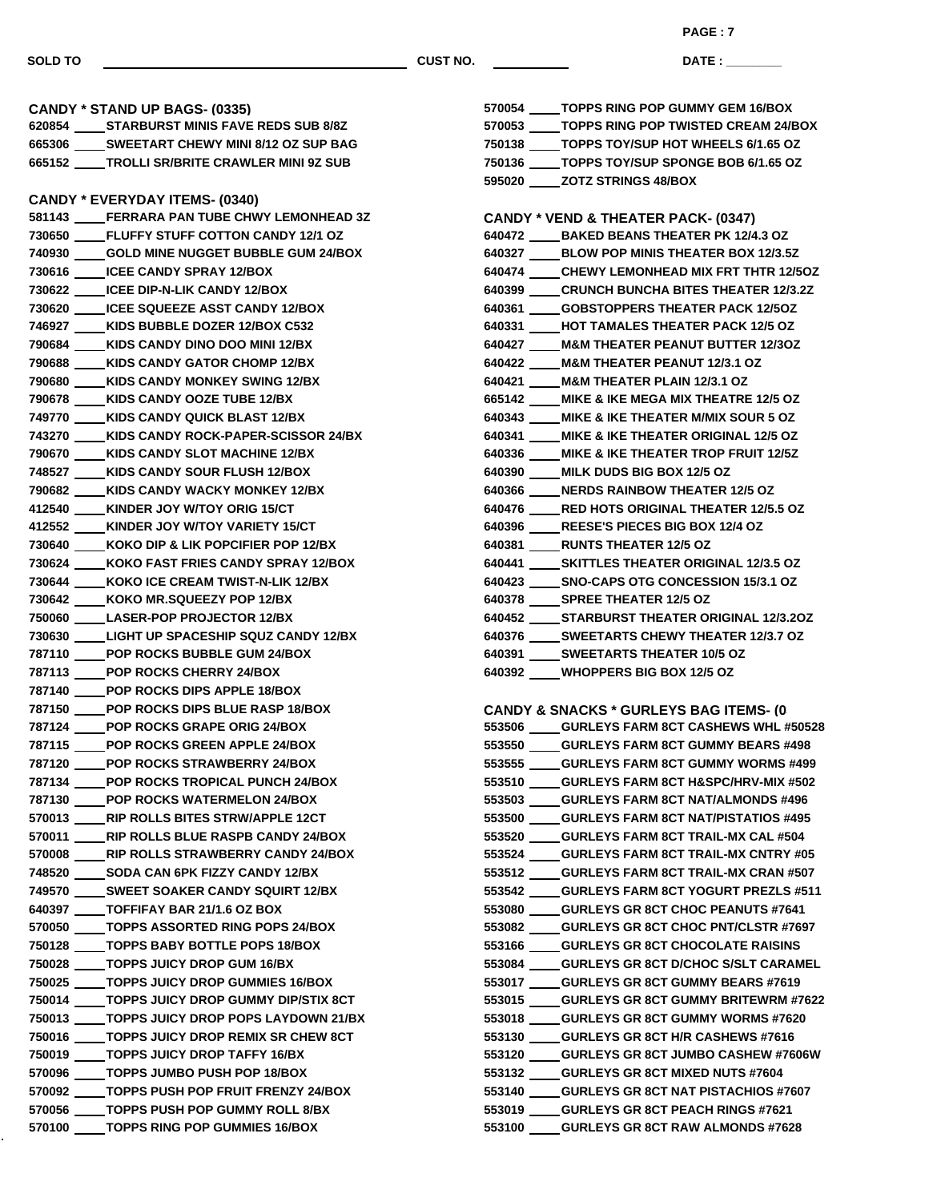SOLD TO \_\_\_\_\_\_\_\_\_\_\_\_\_\_\_\_\_\_\_\_ CUST NO. \_\_\_\_\_\_\_\_ DATE : \_\_\_\_\_\_\_\_

## CANDY * STAND UP BAGS- (0335)

620854 ____ STARBURST MINIS FAVE REDS SUB 8/8Z
665306 ____ SWEETART CHEWY MINI 8/12 OZ SUP BAG
665152 ____ TROLLI SR/BRITE CRAWLER MINI 9Z SUB

## CANDY * EVERYDAY ITEMS- (0340)

581143 ____ FERRARA PAN TUBE CHWY LEMONHEAD 3Z
730650 ____ FLUFFY STUFF COTTON CANDY 12/1 OZ
740930 ____ GOLD MINE NUGGET BUBBLE GUM 24/BOX
730616 ____ ICEE CANDY SPRAY 12/BOX
730622 ____ ICEE DIP-N-LIK CANDY 12/BOX
730620 ____ ICEE SQUEEZE ASST CANDY 12/BOX
746927 ____ KIDS BUBBLE DOZER 12/BOX C532
790684 ____ KIDS CANDY DINO DOO MINI 12/BX
790688 ____ KIDS CANDY GATOR CHOMP 12/BX
790680 ____ KIDS CANDY MONKEY SWING 12/BX
790678 ____ KIDS CANDY OOZE TUBE 12/BX
749770 ____ KIDS CANDY QUICK BLAST 12/BX
743270 ____ KIDS CANDY ROCK-PAPER-SCISSOR 24/BX
790670 ____ KIDS CANDY SLOT MACHINE 12/BX
748527 ____ KIDS CANDY SOUR FLUSH 12/BOX
790682 ____ KIDS CANDY WACKY MONKEY 12/BX
412540 ____ KINDER JOY W/TOY ORIG 15/CT
412552 ____ KINDER JOY W/TOY VARIETY 15/CT
730640 ____ KOKO DIP & LIK POPCIFIER POP 12/BX
730624 ____ KOKO FAST FRIES CANDY SPRAY 12/BOX
730644 ____ KOKO ICE CREAM TWIST-N-LIK 12/BX
730642 ____ KOKO MR.SQUEEZY POP 12/BX
750060 ____ LASER-POP PROJECTOR 12/BX
730630 ____ LIGHT UP SPACESHIP SQUZ CANDY 12/BX
787110 ____ POP ROCKS BUBBLE GUM 24/BOX
787113 ____ POP ROCKS CHERRY 24/BOX
787140 ____ POP ROCKS DIPS APPLE 18/BOX
787150 ____ POP ROCKS DIPS BLUE RASP 18/BOX
787124 ____ POP ROCKS GRAPE ORIG 24/BOX
787115 ____ POP ROCKS GREEN APPLE 24/BOX
787120 ____ POP ROCKS STRAWBERRY 24/BOX
787134 ____ POP ROCKS TROPICAL PUNCH 24/BOX
787130 ____ POP ROCKS WATERMELON 24/BOX
570013 ____ RIP ROLLS BITES STRW/APPLE 12CT
570011 ____ RIP ROLLS BLUE RASPB CANDY 24/BOX
570008 ____ RIP ROLLS STRAWBERRY CANDY 24/BOX
748520 ____ SODA CAN 6PK FIZZY CANDY 12/BX
749570 ____ SWEET SOAKER CANDY SQUIRT 12/BX
640397 ____ TOFFIFAY BAR 21/1.6 OZ BOX
570050 ____ TOPPS ASSORTED RING POPS 24/BOX
750128 ____ TOPPS BABY BOTTLE POPS 18/BOX
750028 ____ TOPPS JUICY DROP GUM 16/BX
750025 ____ TOPPS JUICY DROP GUMMIES 16/BOX
750014 ____ TOPPS JUICY DROP GUMMY DIP/STIX 8CT
750013 ____ TOPPS JUICY DROP POPS LAYDOWN 21/BX
750016 ____ TOPPS JUICY DROP REMIX SR CHEW 8CT
750019 ____ TOPPS JUICY DROP TAFFY 16/BX
570096 ____ TOPPS JUMBO PUSH POP 18/BOX
570092 ____ TOPPS PUSH POP FRUIT FRENZY 24/BOX
570056 ____ TOPPS PUSH POP GUMMY ROLL 8/BX
570100 ____ TOPPS RING POP GUMMIES 16/BOX
570054 ____ TOPPS RING POP GUMMY GEM 16/BOX
570053 ____ TOPPS RING POP TWISTED CREAM 24/BOX
750138 ____ TOPPS TOY/SUP HOT WHEELS 6/1.65 OZ
750136 ____ TOPPS TOY/SUP SPONGE BOB 6/1.65 OZ
595020 ____ ZOTZ STRINGS 48/BOX

## CANDY * VEND & THEATER PACK- (0347)

640472 ____ BAKED BEANS THEATER PK 12/4.3 OZ
640327 ____ BLOW POP MINIS THEATER BOX 12/3.5Z
640474 ____ CHEWY LEMONHEAD MIX FRT THTR 12/5OZ
640399 ____ CRUNCH BUNCHA BITES THEATER 12/3.2Z
640361 ____ GOBSTOPPERS THEATER PACK 12/5OZ
640331 ____ HOT TAMALES THEATER PACK 12/5 OZ
640427 ____ M&M THEATER PEANUT BUTTER 12/3OZ
640422 ____ M&M THEATER PEANUT 12/3.1 OZ
640421 ____ M&M THEATER PLAIN 12/3.1 OZ
665142 ____ MIKE & IKE MEGA MIX THEATRE 12/5 OZ
640343 ____ MIKE & IKE THEATER M/MIX SOUR 5 OZ
640341 ____ MIKE & IKE THEATER ORIGINAL 12/5 OZ
640336 ____ MIKE & IKE THEATER TROP FRUIT 12/5Z
640390 ____ MILK DUDS BIG BOX 12/5 OZ
640366 ____ NERDS RAINBOW THEATER 12/5 OZ
640476 ____ RED HOTS ORIGINAL THEATER 12/5.5 OZ
640396 ____ REESE'S PIECES BIG BOX 12/4 OZ
640381 ____ RUNTS THEATER 12/5 OZ
640441 ____ SKITTLES THEATER ORIGINAL 12/3.5 OZ
640423 ____ SNO-CAPS OTG CONCESSION 15/3.1 OZ
640378 ____ SPREE THEATER 12/5 OZ
640452 ____ STARBURST THEATER ORIGINAL 12/3.2OZ
640376 ____ SWEETARTS CHEWY THEATER 12/3.7 OZ
640391 ____ SWEETARTS THEATER 10/5 OZ
640392 ____ WHOPPERS BIG BOX 12/5 OZ

## CANDY & SNACKS * GURLEYS BAG ITEMS- (0

553506 ____ GURLEYS FARM 8CT CASHEWS WHL #50528
553550 ____ GURLEYS FARM 8CT GUMMY BEARS #498
553555 ____ GURLEYS FARM 8CT GUMMY WORMS #499
553510 ____ GURLEYS FARM 8CT H&SPC/HRV-MIX #502
553503 ____ GURLEYS FARM 8CT NAT/ALMONDS #496
553500 ____ GURLEYS FARM 8CT NAT/PISTATIOS #495
553520 ____ GURLEYS FARM 8CT TRAIL-MX CAL #504
553524 ____ GURLEYS FARM 8CT TRAIL-MX CNTRY #05
553512 ____ GURLEYS FARM 8CT TRAIL-MX CRAN #507
553542 ____ GURLEYS FARM 8CT YOGURT PREZLS #511
553080 ____ GURLEYS GR 8CT CHOC PEANUTS #7641
553082 ____ GURLEYS GR 8CT CHOC PNT/CLSTR #7697
553166 ____ GURLEYS GR 8CT CHOCOLATE RAISINS
553084 ____ GURLEYS GR 8CT D/CHOC S/SLT CARAMEL
553017 ____ GURLEYS GR 8CT GUMMY BEARS #7619
553015 ____ GURLEYS GR 8CT GUMMY BRITEWRM #7622
553018 ____ GURLEYS GR 8CT GUMMY WORMS #7620
553130 ____ GURLEYS GR 8CT H/R CASHEWS #7616
553120 ____ GURLEYS GR 8CT JUMBO CASHEW #7606W
553132 ____ GURLEYS GR 8CT MIXED NUTS #7604
553140 ____ GURLEYS GR 8CT NAT PISTACHIOS #7607
553019 ____ GURLEYS GR 8CT PEACH RINGS #7621
553100 ____ GURLEYS GR 8CT RAW ALMONDS #7628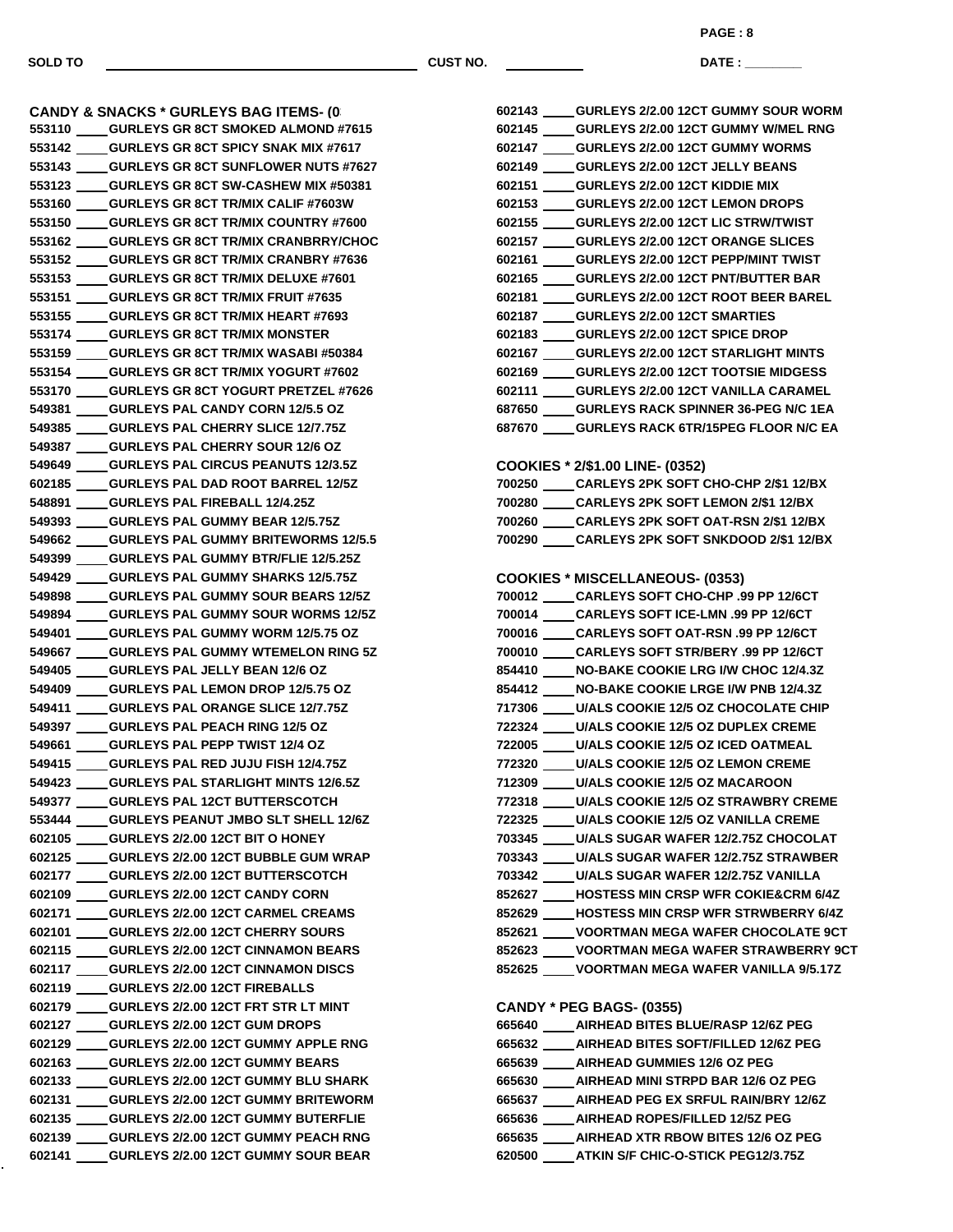SOLD TO ______________________ CUST NO. __________ DATE : ________

### CANDY & SNACKS * GURLEYS BAG ITEMS- (0

553110 ____ GURLEYS GR 8CT SMOKED ALMOND #7615
553142 ____ GURLEYS GR 8CT SPICY SNAK MIX #7617
553143 ____ GURLEYS GR 8CT SUNFLOWER NUTS #7627
553123 ____ GURLEYS GR 8CT SW-CASHEW MIX #50381
553160 ____ GURLEYS GR 8CT TR/MIX CALIF #7603W
553150 ____ GURLEYS GR 8CT TR/MIX COUNTRY #7600
553162 ____ GURLEYS GR 8CT TR/MIX CRANBRRY/CHOC
553152 ____ GURLEYS GR 8CT TR/MIX CRANBRY #7636
553153 ____ GURLEYS GR 8CT TR/MIX DELUXE #7601
553151 ____ GURLEYS GR 8CT TR/MIX FRUIT #7635
553155 ____ GURLEYS GR 8CT TR/MIX HEART #7693
553174 ____ GURLEYS GR 8CT TR/MIX MONSTER
553159 ____ GURLEYS GR 8CT TR/MIX WASABI #50384
553154 ____ GURLEYS GR 8CT TR/MIX YOGURT #7602
553170 ____ GURLEYS GR 8CT YOGURT PRETZEL #7626
549381 ____ GURLEYS PAL CANDY CORN 12/5.5 OZ
549385 ____ GURLEYS PAL CHERRY SLICE 12/7.75Z
549387 ____ GURLEYS PAL CHERRY SOUR 12/6 OZ
549649 ____ GURLEYS PAL CIRCUS PEANUTS 12/3.5Z
602185 ____ GURLEYS PAL DAD ROOT BARREL 12/5Z
548891 ____ GURLEYS PAL FIREBALL 12/4.25Z
549393 ____ GURLEYS PAL GUMMY BEAR 12/5.75Z
549662 ____ GURLEYS PAL GUMMY BRITEWORMS 12/5.5
549399 ____ GURLEYS PAL GUMMY BTR/FLIE 12/5.25Z
549429 ____ GURLEYS PAL GUMMY SHARKS 12/5.75Z
549898 ____ GURLEYS PAL GUMMY SOUR BEARS 12/5Z
549894 ____ GURLEYS PAL GUMMY SOUR WORMS 12/5Z
549401 ____ GURLEYS PAL GUMMY WORM 12/5.75 OZ
549667 ____ GURLEYS PAL GUMMY WTEMELON RING 5Z
549405 ____ GURLEYS PAL JELLY BEAN 12/6 OZ
549409 ____ GURLEYS PAL LEMON DROP 12/5.75 OZ
549411 ____ GURLEYS PAL ORANGE SLICE 12/7.75Z
549397 ____ GURLEYS PAL PEACH RING 12/5 OZ
549661 ____ GURLEYS PAL PEPP TWIST 12/4 OZ
549415 ____ GURLEYS PAL RED JUJU FISH 12/4.75Z
549423 ____ GURLEYS PAL STARLIGHT MINTS 12/6.5Z
549377 ____ GURLEYS PAL 12CT BUTTERSCOTCH
553444 ____ GURLEYS PEANUT JMBO SLT SHELL 12/6Z
602105 ____ GURLEYS 2/2.00 12CT BIT O HONEY
602125 ____ GURLEYS 2/2.00 12CT BUBBLE GUM WRAP
602177 ____ GURLEYS 2/2.00 12CT BUTTERSCOTCH
602109 ____ GURLEYS 2/2.00 12CT CANDY CORN
602171 ____ GURLEYS 2/2.00 12CT CARMEL CREAMS
602101 ____ GURLEYS 2/2.00 12CT CHERRY SOURS
602115 ____ GURLEYS 2/2.00 12CT CINNAMON BEARS
602117 ____ GURLEYS 2/2.00 12CT CINNAMON DISCS
602119 ____ GURLEYS 2/2.00 12CT FIREBALLS
602179 ____ GURLEYS 2/2.00 12CT FRT STR LT MINT
602127 ____ GURLEYS 2/2.00 12CT GUM DROPS
602129 ____ GURLEYS 2/2.00 12CT GUMMY APPLE RNG
602163 ____ GURLEYS 2/2.00 12CT GUMMY BEARS
602133 ____ GURLEYS 2/2.00 12CT GUMMY BLU SHARK
602131 ____ GURLEYS 2/2.00 12CT GUMMY BRITEWORM
602135 ____ GURLEYS 2/2.00 12CT GUMMY BUTERFLIE
602139 ____ GURLEYS 2/2.00 12CT GUMMY PEACH RNG
602141 ____ GURLEYS 2/2.00 12CT GUMMY SOUR BEAR
602143 ____ GURLEYS 2/2.00 12CT GUMMY SOUR WORM
602145 ____ GURLEYS 2/2.00 12CT GUMMY W/MEL RNG
602147 ____ GURLEYS 2/2.00 12CT GUMMY WORMS
602149 ____ GURLEYS 2/2.00 12CT JELLY BEANS
602151 ____ GURLEYS 2/2.00 12CT KIDDIE MIX
602153 ____ GURLEYS 2/2.00 12CT LEMON DROPS
602155 ____ GURLEYS 2/2.00 12CT LIC STRW/TWIST
602157 ____ GURLEYS 2/2.00 12CT ORANGE SLICES
602161 ____ GURLEYS 2/2.00 12CT PEPP/MINT TWIST
602165 ____ GURLEYS 2/2.00 12CT PNT/BUTTER BAR
602181 ____ GURLEYS 2/2.00 12CT ROOT BEER BAREL
602187 ____ GURLEYS 2/2.00 12CT SMARTIES
602183 ____ GURLEYS 2/2.00 12CT SPICE DROP
602167 ____ GURLEYS 2/2.00 12CT STARLIGHT MINTS
602169 ____ GURLEYS 2/2.00 12CT TOOTSIE MIDGESS
602111 ____ GURLEYS 2/2.00 12CT VANILLA CARAMEL
687650 ____ GURLEYS RACK SPINNER 36-PEG N/C 1EA
687670 ____ GURLEYS RACK 6TR/15PEG FLOOR N/C EA

### COOKIES * 2/$1.00 LINE- (0352)

700250 ____ CARLEYS 2PK SOFT CHO-CHP 2/$1 12/BX
700280 ____ CARLEYS 2PK SOFT LEMON 2/$1 12/BX
700260 ____ CARLEYS 2PK SOFT OAT-RSN 2/$1 12/BX
700290 ____ CARLEYS 2PK SOFT SNKDOOD 2/$1 12/BX

### COOKIES * MISCELLANEOUS- (0353)

700012 ____ CARLEYS SOFT CHO-CHP .99 PP 12/6CT
700014 ____ CARLEYS SOFT ICE-LMN .99 PP 12/6CT
700016 ____ CARLEYS SOFT OAT-RSN .99 PP 12/6CT
700010 ____ CARLEYS SOFT STR/BERY .99 PP 12/6CT
854410 ____ NO-BAKE COOKIE LRG I/W CHOC 12/4.3Z
854412 ____ NO-BAKE COOKIE LRGE I/W PNB 12/4.3Z
717306 ____ U/ALS COOKIE 12/5 OZ CHOCOLATE CHIP
722324 ____ U/ALS COOKIE 12/5 OZ DUPLEX CREME
722005 ____ U/ALS COOKIE 12/5 OZ ICED OATMEAL
772320 ____ U/ALS COOKIE 12/5 OZ LEMON CREME
712309 ____ U/ALS COOKIE 12/5 OZ MACAROON
772318 ____ U/ALS COOKIE 12/5 OZ STRAWBRY CREME
722325 ____ U/ALS COOKIE 12/5 OZ VANILLA CREME
703345 ____ U/ALS SUGAR WAFER 12/2.75Z CHOCOLAT
703343 ____ U/ALS SUGAR WAFER 12/2.75Z STRAWBER
703342 ____ U/ALS SUGAR WAFER 12/2.75Z VANILLA
852627 ____ HOSTESS MIN CRSP WFR COKIE&CRM 6/4Z
852629 ____ HOSTESS MIN CRSP WFR STRWBERRY 6/4Z
852621 ____ VOORTMAN MEGA WAFER CHOCOLATE 9CT
852623 ____ VOORTMAN MEGA WAFER STRAWBERRY 9CT
852625 ____ VOORTMAN MEGA WAFER VANILLA 9/5.17Z

### CANDY * PEG BAGS- (0355)

665640 ____ AIRHEAD BITES BLUE/RASP 12/6Z PEG
665632 ____ AIRHEAD BITES SOFT/FILLED 12/6Z PEG
665639 ____ AIRHEAD GUMMIES 12/6 OZ PEG
665630 ____ AIRHEAD MINI STRPD BAR 12/6 OZ PEG
665637 ____ AIRHEAD PEG EX SRFUL RAIN/BRY 12/6Z
665636 ____ AIRHEAD ROPES/FILLED 12/5Z PEG
665635 ____ AIRHEAD XTR RBOW BITES 12/6 OZ PEG
620500 ____ ATKIN S/F CHIC-O-STICK PEG12/3.75Z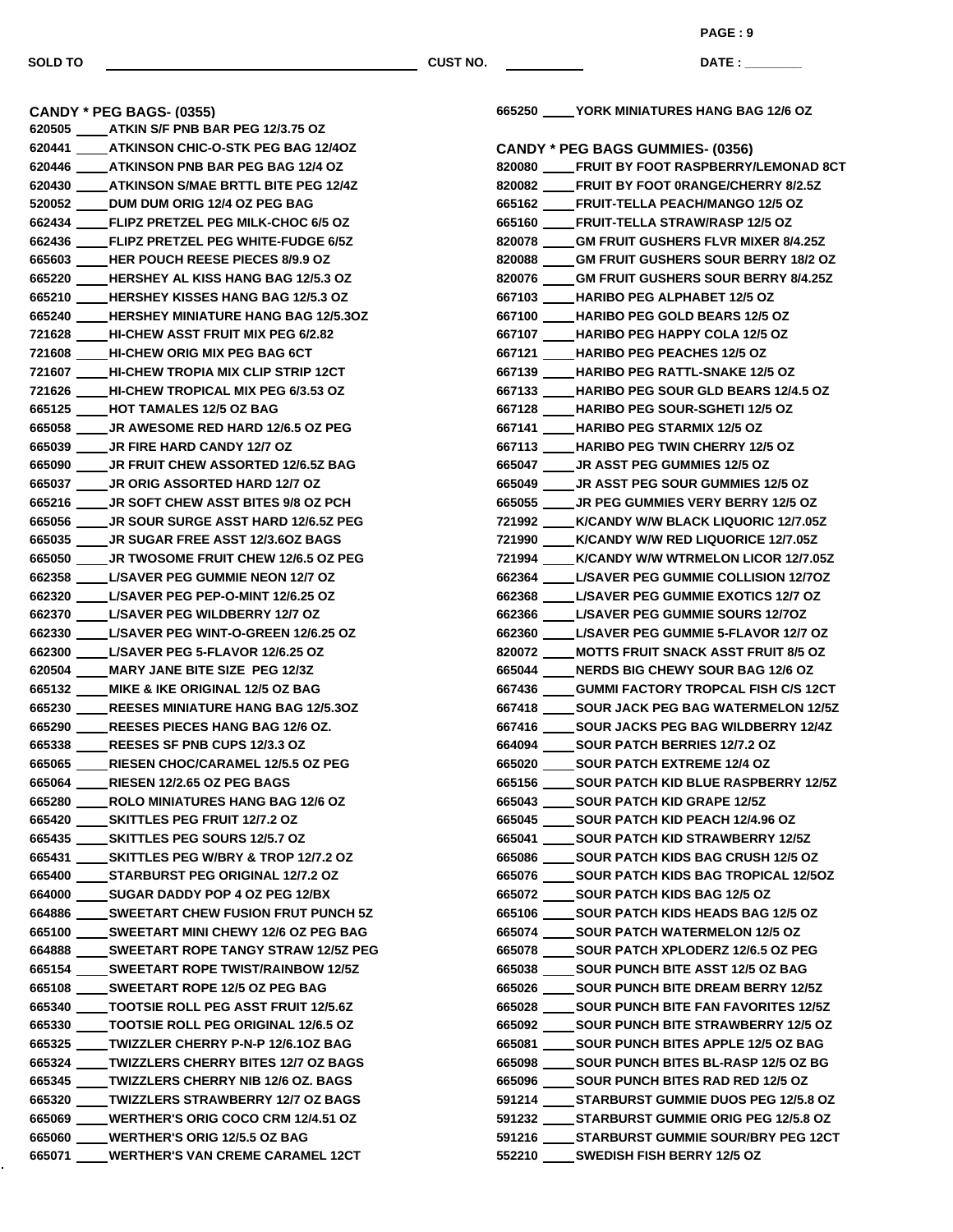SOLD TO ______________________ CUST NO. __________ DATE : ________

## CANDY * PEG BAGS- (0355)

620505 ____ ATKIN S/F PNB BAR PEG 12/3.75 OZ
620441 ____ ATKINSON CHIC-O-STK PEG BAG 12/4OZ
620446 ____ ATKINSON PNB BAR PEG BAG 12/4 OZ
620430 ____ ATKINSON S/MAE BRTTL BITE PEG 12/4Z
520052 ____ DUM DUM ORIG 12/4 OZ PEG BAG
662434 ____ FLIPZ PRETZEL PEG MILK-CHOC 6/5 OZ
662436 ____ FLIPZ PRETZEL PEG WHITE-FUDGE 6/5Z
665603 ____ HER POUCH REESE PIECES 8/9.9 OZ
665220 ____ HERSHEY AL KISS HANG BAG 12/5.3 OZ
665210 ____ HERSHEY KISSES HANG BAG 12/5.3 OZ
665240 ____ HERSHEY MINIATURE HANG BAG 12/5.3OZ
721628 ____ HI-CHEW ASST FRUIT MIX PEG 6/2.82
721608 ____ HI-CHEW ORIG MIX PEG BAG 6CT
721607 ____ HI-CHEW TROPIA MIX CLIP STRIP 12CT
721626 ____ HI-CHEW TROPICAL MIX PEG 6/3.53 OZ
665125 ____ HOT TAMALES 12/5 OZ BAG
665058 ____ JR AWESOME RED HARD 12/6.5 OZ PEG
665039 ____ JR FIRE HARD CANDY 12/7 OZ
665090 ____ JR FRUIT CHEW ASSORTED 12/6.5Z BAG
665037 ____ JR ORIG ASSORTED HARD 12/7 OZ
665216 ____ JR SOFT CHEW ASST BITES 9/8 OZ PCH
665056 ____ JR SOUR SURGE ASST HARD 12/6.5Z PEG
665035 ____ JR SUGAR FREE ASST 12/3.6OZ BAGS
665050 ____ JR TWOSOME FRUIT CHEW 12/6.5 OZ PEG
662358 ____ L/SAVER PEG GUMMIE NEON 12/7 OZ
662320 ____ L/SAVER PEG PEP-O-MINT 12/6.25 OZ
662370 ____ L/SAVER PEG WILDBERRY 12/7 OZ
662330 ____ L/SAVER PEG WINT-O-GREEN 12/6.25 OZ
662300 ____ L/SAVER PEG 5-FLAVOR 12/6.25 OZ
620504 ____ MARY JANE BITE SIZE PEG 12/3Z
665132 ____ MIKE & IKE ORIGINAL 12/5 OZ BAG
665230 ____ REESES MINIATURE HANG BAG 12/5.3OZ
665290 ____ REESES PIECES HANG BAG 12/6 OZ.
665338 ____ REESES SF PNB CUPS 12/3.3 OZ
665065 ____ RIESEN CHOC/CARAMEL 12/5.5 OZ PEG
665064 ____ RIESEN 12/2.65 OZ PEG BAGS
665280 ____ ROLO MINIATURES HANG BAG 12/6 OZ
665420 ____ SKITTLES PEG FRUIT 12/7.2 OZ
665435 ____ SKITTLES PEG SOURS 12/5.7 OZ
665431 ____ SKITTLES PEG W/BRY & TROP 12/7.2 OZ
665400 ____ STARBURST PEG ORIGINAL 12/7.2 OZ
664000 ____ SUGAR DADDY POP 4 OZ PEG 12/BX
664886 ____ SWEETART CHEW FUSION FRUT PUNCH 5Z
665100 ____ SWEETART MINI CHEWY 12/6 OZ PEG BAG
664888 ____ SWEETART ROPE TANGY STRAW 12/5Z PEG
665154 ____ SWEETART ROPE TWIST/RAINBOW 12/5Z
665108 ____ SWEETART ROPE 12/5 OZ PEG BAG
665340 ____ TOOTSIE ROLL PEG ASST FRUIT 12/5.6Z
665330 ____ TOOTSIE ROLL PEG ORIGINAL 12/6.5 OZ
665325 ____ TWIZZLER CHERRY P-N-P 12/6.1OZ BAG
665324 ____ TWIZZLERS CHERRY BITES 12/7 OZ BAGS
665345 ____ TWIZZLERS CHERRY NIB 12/6 OZ. BAGS
665320 ____ TWIZZLERS STRAWBERRY 12/7 OZ BAGS
665069 ____ WERTHER'S ORIG COCO CRM 12/4.51 OZ
665060 ____ WERTHER'S ORIG 12/5.5 OZ BAG
665071 ____ WERTHER'S VAN CREME CARAMEL 12CT
665250 ____ YORK MINIATURES HANG BAG 12/6 OZ

## CANDY * PEG BAGS GUMMIES- (0356)

820080 ____ FRUIT BY FOOT RASPBERRY/LEMONAD 8CT
820082 ____ FRUIT BY FOOT 0RANGE/CHERRY 8/2.5Z
665162 ____ FRUIT-TELLA PEACH/MANGO 12/5 OZ
665160 ____ FRUIT-TELLA STRAW/RASP 12/5 OZ
820078 ____ GM FRUIT GUSHERS FLVR MIXER 8/4.25Z
820088 ____ GM FRUIT GUSHERS SOUR BERRY 18/2 OZ
820076 ____ GM FRUIT GUSHERS SOUR BERRY 8/4.25Z
667103 ____ HARIBO PEG ALPHABET 12/5 OZ
667100 ____ HARIBO PEG GOLD BEARS 12/5 OZ
667107 ____ HARIBO PEG HAPPY COLA 12/5 OZ
667121 ____ HARIBO PEG PEACHES 12/5 OZ
667139 ____ HARIBO PEG RATTL-SNAKE 12/5 OZ
667133 ____ HARIBO PEG SOUR GLD BEARS 12/4.5 OZ
667128 ____ HARIBO PEG SOUR-SGHETI 12/5 OZ
667141 ____ HARIBO PEG STARMIX 12/5 OZ
667113 ____ HARIBO PEG TWIN CHERRY 12/5 OZ
665047 ____ JR ASST PEG GUMMIES 12/5 OZ
665049 ____ JR ASST PEG SOUR GUMMIES 12/5 OZ
665055 ____ JR PEG GUMMIES VERY BERRY 12/5 OZ
721992 ____ K/CANDY W/W BLACK LIQUORIC 12/7.05Z
721990 ____ K/CANDY W/W RED LIQUORICE 12/7.05Z
721994 ____ K/CANDY W/W WTRMELON LICOR 12/7.05Z
662364 ____ L/SAVER PEG GUMMIE COLLISION 12/7OZ
662368 ____ L/SAVER PEG GUMMIE EXOTICS 12/7 OZ
662366 ____ L/SAVER PEG GUMMIE SOURS 12/7OZ
662360 ____ L/SAVER PEG GUMMIE 5-FLAVOR 12/7 OZ
820072 ____ MOTTS FRUIT SNACK ASST FRUIT 8/5 OZ
665044 ____ NERDS BIG CHEWY SOUR BAG 12/6 OZ
667436 ____ GUMMI FACTORY TROPCAL FISH C/S 12CT
667418 ____ SOUR JACK PEG BAG WATERMELON 12/5Z
667416 ____ SOUR JACKS PEG BAG WILDBERRY 12/4Z
664094 ____ SOUR PATCH BERRIES 12/7.2 OZ
665020 ____ SOUR PATCH EXTREME 12/4 OZ
665156 ____ SOUR PATCH KID BLUE RASPBERRY 12/5Z
665043 ____ SOUR PATCH KID GRAPE 12/5Z
665045 ____ SOUR PATCH KID PEACH 12/4.96 OZ
665041 ____ SOUR PATCH KID STRAWBERRY 12/5Z
665086 ____ SOUR PATCH KIDS BAG CRUSH 12/5 OZ
665076 ____ SOUR PATCH KIDS BAG TROPICAL 12/5OZ
665072 ____ SOUR PATCH KIDS BAG 12/5 OZ
665106 ____ SOUR PATCH KIDS HEADS BAG 12/5 OZ
665074 ____ SOUR PATCH WATERMELON 12/5 OZ
665078 ____ SOUR PATCH XPLODERZ 12/6.5 OZ PEG
665038 ____ SOUR PUNCH BITE ASST 12/5 OZ BAG
665026 ____ SOUR PUNCH BITE DREAM BERRY 12/5Z
665028 ____ SOUR PUNCH BITE FAN FAVORITES 12/5Z
665092 ____ SOUR PUNCH BITE STRAWBERRY 12/5 OZ
665081 ____ SOUR PUNCH BITES APPLE 12/5 OZ BAG
665098 ____ SOUR PUNCH BITES BL-RASP 12/5 OZ BG
665096 ____ SOUR PUNCH BITES RAD RED 12/5 OZ
591214 ____ STARBURST GUMMIE DUOS PEG 12/5.8 OZ
591232 ____ STARBURST GUMMIE ORIG PEG 12/5.8 OZ
591216 ____ STARBURST GUMMIE SOUR/BRY PEG 12CT
552210 ____ SWEDISH FISH BERRY 12/5 OZ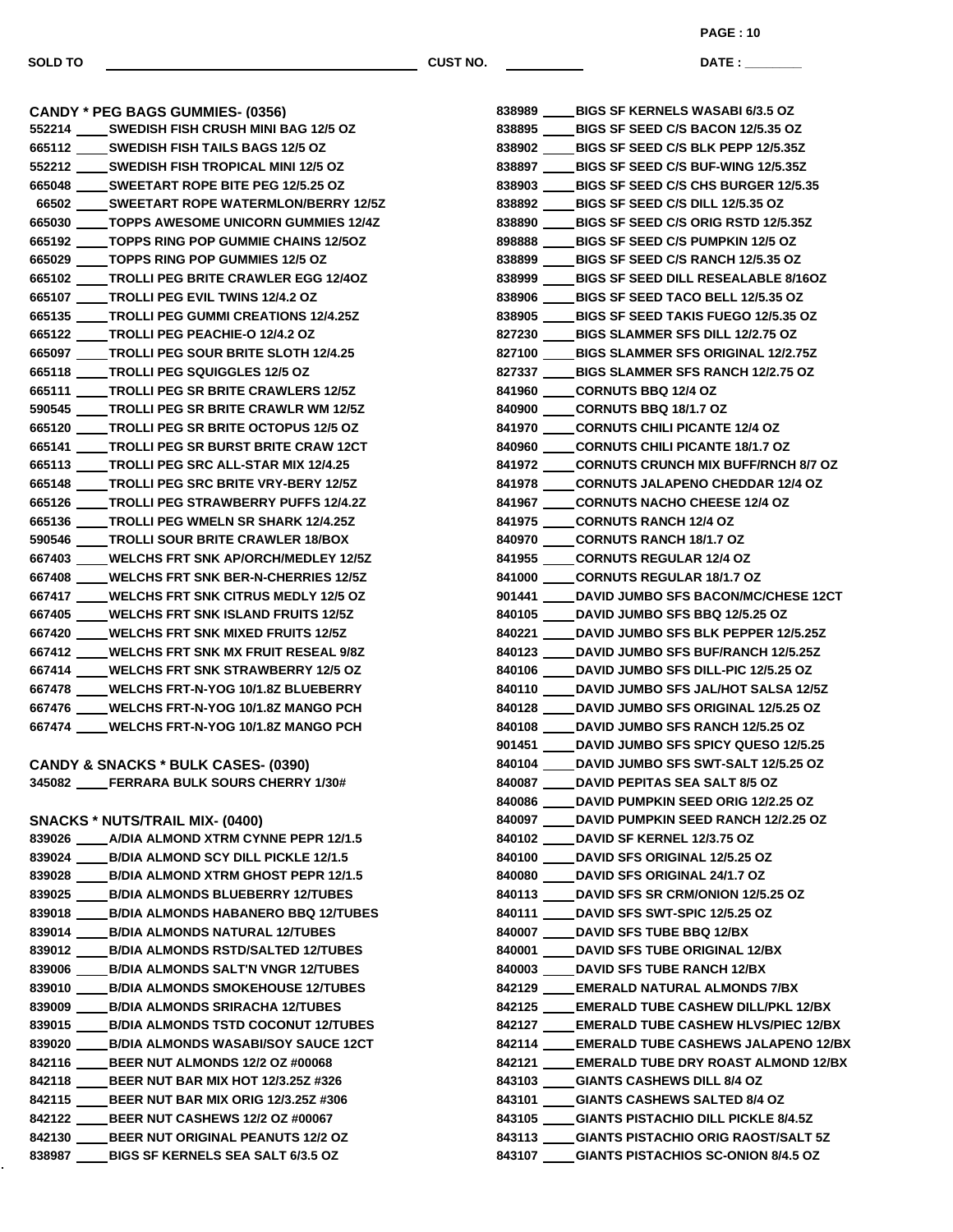SOLD TO ______________________ CUST NO. __________ DATE : ________

## CANDY * PEG BAGS GUMMIES- (0356)

552214 ____ SWEDISH FISH CRUSH MINI BAG 12/5 OZ
665112 ____ SWEDISH FISH TAILS BAGS 12/5 OZ
552212 ____ SWEDISH FISH TROPICAL MINI 12/5 OZ
665048 ____ SWEETART ROPE BITE PEG 12/5.25 OZ
66502 ____ SWEETART ROPE WATERMLON/BERRY 12/5Z
665030 ____ TOPPS AWESOME UNICORN GUMMIES 12/4Z
665192 ____ TOPPS RING POP GUMMIE CHAINS 12/5OZ
665029 ____ TOPPS RING POP GUMMIES 12/5 OZ
665102 ____ TROLLI PEG BRITE CRAWLER EGG 12/4OZ
665107 ____ TROLLI PEG EVIL TWINS 12/4.2 OZ
665135 ____ TROLLI PEG GUMMI CREATIONS 12/4.25Z
665122 ____ TROLLI PEG PEACHIE-O 12/4.2 OZ
665097 ____ TROLLI PEG SOUR BRITE SLOTH 12/4.25
665118 ____ TROLLI PEG SQUIGGLES 12/5 OZ
665111 ____ TROLLI PEG SR BRITE CRAWLERS 12/5Z
590545 ____ TROLLI PEG SR BRITE CRAWLR WM 12/5Z
665120 ____ TROLLI PEG SR BRITE OCTOPUS 12/5 OZ
665141 ____ TROLLI PEG SR BURST BRITE CRAW 12CT
665113 ____ TROLLI PEG SRC ALL-STAR MIX 12/4.25
665148 ____ TROLLI PEG SRC BRITE VRY-BERY 12/5Z
665126 ____ TROLLI PEG STRAWBERRY PUFFS 12/4.2Z
665136 ____ TROLLI PEG WMELN SR SHARK 12/4.25Z
590546 ____ TROLLI SOUR BRITE CRAWLER 18/BOX
667403 ____ WELCHS FRT SNK AP/ORCH/MEDLEY 12/5Z
667408 ____ WELCHS FRT SNK BER-N-CHERRIES 12/5Z
667417 ____ WELCHS FRT SNK CITRUS MEDLY 12/5 OZ
667405 ____ WELCHS FRT SNK ISLAND FRUITS 12/5Z
667420 ____ WELCHS FRT SNK MIXED FRUITS 12/5Z
667412 ____ WELCHS FRT SNK MX FRUIT RESEAL 9/8Z
667414 ____ WELCHS FRT SNK STRAWBERRY 12/5 OZ
667478 ____ WELCHS FRT-N-YOG 10/1.8Z BLUEBERRY
667476 ____ WELCHS FRT-N-YOG 10/1.8Z MANGO PCH
667474 ____ WELCHS FRT-N-YOG 10/1.8Z MANGO PCH

## CANDY & SNACKS * BULK CASES- (0390)

345082 ____ FERRARA BULK SOURS CHERRY 1/30#

## SNACKS * NUTS/TRAIL MIX- (0400)

839026 ____ A/DIA ALMOND XTRM CYNNE PEPR 12/1.5
839024 ____ B/DIA ALMOND SCY DILL PICKLE 12/1.5
839028 ____ B/DIA ALMOND XTRM GHOST PEPR 12/1.5
839025 ____ B/DIA ALMONDS BLUEBERRY 12/TUBES
839018 ____ B/DIA ALMONDS HABANERO BBQ 12/TUBES
839014 ____ B/DIA ALMONDS NATURAL 12/TUBES
839012 ____ B/DIA ALMONDS RSTD/SALTED 12/TUBES
839006 ____ B/DIA ALMONDS SALT'N VNGR 12/TUBES
839010 ____ B/DIA ALMONDS SMOKEHOUSE 12/TUBES
839009 ____ B/DIA ALMONDS SRIRACHA 12/TUBES
839015 ____ B/DIA ALMONDS TSTD COCONUT 12/TUBES
839020 ____ B/DIA ALMONDS WASABI/SOY SAUCE 12CT
842116 ____ BEER NUT ALMONDS 12/2 OZ #00068
842118 ____ BEER NUT BAR MIX HOT 12/3.25Z #326
842115 ____ BEER NUT BAR MIX ORIG 12/3.25Z #306
842122 ____ BEER NUT CASHEWS 12/2 OZ #00067
842130 ____ BEER NUT ORIGINAL PEANUTS 12/2 OZ
838987 ____ BIGS SF KERNELS SEA SALT 6/3.5 OZ
838989 ____ BIGS SF KERNELS WASABI 6/3.5 OZ
838895 ____ BIGS SF SEED C/S BACON 12/5.35 OZ
838902 ____ BIGS SF SEED C/S BLK PEPP 12/5.35Z
838897 ____ BIGS SF SEED C/S BUF-WING 12/5.35Z
838903 ____ BIGS SF SEED C/S CHS BURGER 12/5.35
838892 ____ BIGS SF SEED C/S DILL 12/5.35 OZ
838890 ____ BIGS SF SEED C/S ORIG RSTD 12/5.35Z
898888 ____ BIGS SF SEED C/S PUMPKIN 12/5 OZ
838899 ____ BIGS SF SEED C/S RANCH 12/5.35 OZ
838999 ____ BIGS SF SEED DILL RESEALABLE 8/16OZ
838906 ____ BIGS SF SEED TACO BELL 12/5.35 OZ
838905 ____ BIGS SF SEED TAKIS FUEGO 12/5.35 OZ
827230 ____ BIGS SLAMMER SFS DILL 12/2.75 OZ
827100 ____ BIGS SLAMMER SFS ORIGINAL 12/2.75Z
827337 ____ BIGS SLAMMER SFS RANCH 12/2.75 OZ
841960 ____ CORNUTS BBQ 12/4 OZ
840900 ____ CORNUTS BBQ 18/1.7 OZ
841970 ____ CORNUTS CHILI PICANTE 12/4 OZ
840960 ____ CORNUTS CHILI PICANTE 18/1.7 OZ
841972 ____ CORNUTS CRUNCH MIX BUFF/RNCH 8/7 OZ
841978 ____ CORNUTS JALAPENO CHEDDAR 12/4 OZ
841967 ____ CORNUTS NACHO CHEESE 12/4 OZ
841975 ____ CORNUTS RANCH 12/4 OZ
840970 ____ CORNUTS RANCH 18/1.7 OZ
841955 ____ CORNUTS REGULAR 12/4 OZ
841000 ____ CORNUTS REGULAR 18/1.7 OZ
901441 ____ DAVID JUMBO SFS BACON/MC/CHESE 12CT
840105 ____ DAVID JUMBO SFS BBQ 12/5.25 OZ
840221 ____ DAVID JUMBO SFS BLK PEPPER 12/5.25Z
840123 ____ DAVID JUMBO SFS BUF/RANCH 12/5.25Z
840106 ____ DAVID JUMBO SFS DILL-PIC 12/5.25 OZ
840110 ____ DAVID JUMBO SFS JAL/HOT SALSA 12/5Z
840128 ____ DAVID JUMBO SFS ORIGINAL 12/5.25 OZ
840108 ____ DAVID JUMBO SFS RANCH 12/5.25 OZ
901451 ____ DAVID JUMBO SFS SPICY QUESO 12/5.25
840104 ____ DAVID JUMBO SFS SWT-SALT 12/5.25 OZ
840087 ____ DAVID PEPITAS SEA SALT 8/5 OZ
840086 ____ DAVID PUMPKIN SEED ORIG 12/2.25 OZ
840097 ____ DAVID PUMPKIN SEED RANCH 12/2.25 OZ
840102 ____ DAVID SF KERNEL 12/3.75 OZ
840100 ____ DAVID SFS ORIGINAL 12/5.25 OZ
840080 ____ DAVID SFS ORIGINAL 24/1.7 OZ
840113 ____ DAVID SFS SR CRM/ONION 12/5.25 OZ
840111 ____ DAVID SFS SWT-SPIC 12/5.25 OZ
840007 ____ DAVID SFS TUBE BBQ 12/BX
840001 ____ DAVID SFS TUBE ORIGINAL 12/BX
840003 ____ DAVID SFS TUBE RANCH 12/BX
842129 ____ EMERALD NATURAL ALMONDS 7/BX
842125 ____ EMERALD TUBE CASHEW DILL/PKL 12/BX
842127 ____ EMERALD TUBE CASHEW HLVS/PIEC 12/BX
842114 ____ EMERALD TUBE CASHEWS JALAPENO 12/BX
842121 ____ EMERALD TUBE DRY ROAST ALMOND 12/BX
843103 ____ GIANTS CASHEWS DILL 8/4 OZ
843101 ____ GIANTS CASHEWS SALTED 8/4 OZ
843105 ____ GIANTS PISTACHIO DILL PICKLE 8/4.5Z
843113 ____ GIANTS PISTACHIO ORIG RAOST/SALT 5Z
843107 ____ GIANTS PISTACHIOS SC-ONION 8/4.5 OZ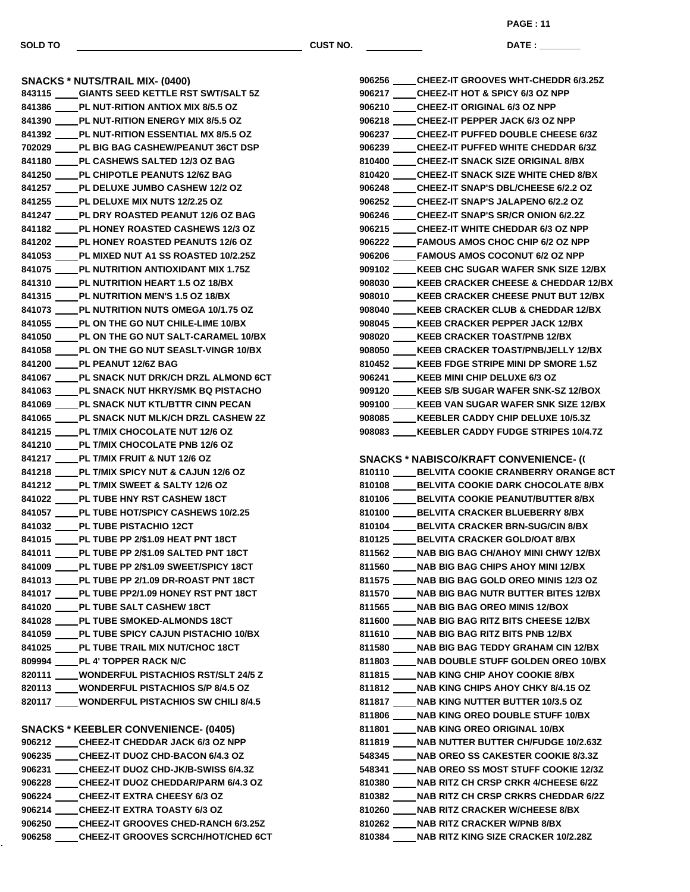SOLD TO ______________________ CUST NO. __________ DATE : ________

## SNACKS * NUTS/TRAIL MIX- (0400)

843115 ____ GIANTS SEED KETTLE RST SWT/SALT 5Z
841386 ____ PL NUT-RITION ANTIOX MIX 8/5.5 OZ
841390 ____ PL NUT-RITION ENERGY MIX 8/5.5 OZ
841392 ____ PL NUT-RITION ESSENTIAL MX 8/5.5 OZ
702029 ____ PL BIG BAG CASHEW/PEANUT 36CT DSP
841180 ____ PL CASHEWS SALTED 12/3 OZ BAG
841250 ____ PL CHIPOTLE PEANUTS 12/6Z BAG
841257 ____ PL DELUXE JUMBO CASHEW 12/2 OZ
841255 ____ PL DELUXE MIX NUTS 12/2.25 OZ
841247 ____ PL DRY ROASTED PEANUT 12/6 OZ BAG
841182 ____ PL HONEY ROASTED CASHEWS 12/3 OZ
841202 ____ PL HONEY ROASTED PEANUTS 12/6 OZ
841053 ____ PL MIXED NUT A1 SS ROASTED 10/2.25Z
841075 ____ PL NUTRITION ANTIOXIDANT MIX 1.75Z
841310 ____ PL NUTRITION HEART 1.5 OZ 18/BX
841315 ____ PL NUTRITION MEN'S 1.5 OZ 18/BX
841073 ____ PL NUTRITION NUTS OMEGA 10/1.75 OZ
841055 ____ PL ON THE GO NUT CHILE-LIME 10/BX
841050 ____ PL ON THE GO NUT SALT-CARAMEL 10/BX
841058 ____ PL ON THE GO NUT SEASLT-VINGR 10/BX
841200 ____ PL PEANUT 12/6Z BAG
841067 ____ PL SNACK NUT DRK/CH DRZL ALMOND 6CT
841063 ____ PL SNACK NUT HKRY/SMK BQ PISTACHO
841069 ____ PL SNACK NUT KTL/BTTR CINN PECAN
841065 ____ PL SNACK NUT MLK/CH DRZL CASHEW 2Z
841215 ____ PL T/MIX CHOCOLATE NUT 12/6 OZ
841210 ____ PL T/MIX CHOCOLATE PNB 12/6 OZ
841217 ____ PL T/MIX FRUIT & NUT 12/6 OZ
841218 ____ PL T/MIX SPICY NUT & CAJUN 12/6 OZ
841212 ____ PL T/MIX SWEET & SALTY 12/6 OZ
841022 ____ PL TUBE HNY RST CASHEW 18CT
841057 ____ PL TUBE HOT/SPICY CASHEWS 10/2.25
841032 ____ PL TUBE PISTACHIO 12CT
841015 ____ PL TUBE PP 2/$1.09 HEAT PNT 18CT
841011 ____ PL TUBE PP 2/$1.09 SALTED PNT 18CT
841009 ____ PL TUBE PP 2/$1.09 SWEET/SPICY 18CT
841013 ____ PL TUBE PP 2/1.09 DR-ROAST PNT 18CT
841017 ____ PL TUBE PP2/1.09 HONEY RST PNT 18CT
841020 ____ PL TUBE SALT CASHEW 18CT
841028 ____ PL TUBE SMOKED-ALMONDS 18CT
841059 ____ PL TUBE SPICY CAJUN PISTACHIO 10/BX
841025 ____ PL TUBE TRAIL MIX NUT/CHOC 18CT
809994 ____ PL 4' TOPPER RACK N/C
820111 ____ WONDERFUL PISTACHIOS RST/SLT 24/5 Z
820113 ____ WONDERFUL PISTACHIOS S/P 8/4.5 OZ
820117 ____ WONDERFUL PISTACHIOS SW CHILI 8/4.5

## SNACKS * KEEBLER CONVENIENCE- (0405)

906212 ____ CHEEZ-IT CHEDDAR JACK 6/3 OZ NPP
906235 ____ CHEEZ-IT DUOZ CHD-BACON 6/4.3 OZ
906231 ____ CHEEZ-IT DUOZ CHD-JK/B-SWISS 6/4.3Z
906228 ____ CHEEZ-IT DUOZ CHEDDAR/PARM 6/4.3 OZ
906224 ____ CHEEZ-IT EXTRA CHEESY 6/3 OZ
906214 ____ CHEEZ-IT EXTRA TOASTY 6/3 OZ
906250 ____ CHEEZ-IT GROOVES CHED-RANCH 6/3.25Z
906258 ____ CHEEZ-IT GROOVES SCRCH/HOT/CHED 6CT
906256 ____ CHEEZ-IT GROOVES WHT-CHEDDR 6/3.25Z
906217 ____ CHEEZ-IT HOT & SPICY 6/3 OZ NPP
906210 ____ CHEEZ-IT ORIGINAL 6/3 OZ NPP
906218 ____ CHEEZ-IT PEPPER JACK 6/3 OZ NPP
906237 ____ CHEEZ-IT PUFFED DOUBLE CHEESE 6/3Z
906239 ____ CHEEZ-IT PUFFED WHITE CHEDDAR 6/3Z
810400 ____ CHEEZ-IT SNACK SIZE ORIGINAL 8/BX
810420 ____ CHEEZ-IT SNACK SIZE WHITE CHED 8/BX
906248 ____ CHEEZ-IT SNAP'S DBL/CHEESE 6/2.2 OZ
906252 ____ CHEEZ-IT SNAP'S JALAPENO 6/2.2 OZ
906246 ____ CHEEZ-IT SNAP'S SR/CR ONION 6/2.2Z
906215 ____ CHEEZ-IT WHITE CHEDDAR 6/3 OZ NPP
906222 ____ FAMOUS AMOS CHOC CHIP 6/2 OZ NPP
906206 ____ FAMOUS AMOS COCONUT 6/2 OZ NPP
909102 ____ KEEB CHC SUGAR WAFER SNK SIZE 12/BX
908030 ____ KEEB CRACKER CHEESE & CHEDDAR 12/BX
908010 ____ KEEB CRACKER CHEESE PNUT BUT 12/BX
908040 ____ KEEB CRACKER CLUB & CHEDDAR 12/BX
908045 ____ KEEB CRACKER PEPPER JACK 12/BX
908020 ____ KEEB CRACKER TOAST/PNB 12/BX
908050 ____ KEEB CRACKER TOAST/PNB/JELLY 12/BX
810452 ____ KEEB FDGE STRIPE MINI DP SMORE 1.5Z
906241 ____ KEEB MINI CHIP DELUXE 6/3 OZ
909120 ____ KEEB S/B SUGAR WAFER SNK-SZ 12/BOX
909100 ____ KEEB VAN SUGAR WAFER SNK SIZE 12/BX
908085 ____ KEEBLER CADDY CHIP DELUXE 10/5.3Z
908083 ____ KEEBLER CADDY FUDGE STRIPES 10/4.7Z

## SNACKS * NABISCO/KRAFT CONVENIENCE- ((

810110 ____ BELVITA COOKIE CRANBERRY ORANGE 8CT
810108 ____ BELVITA COOKIE DARK CHOCOLATE 8/BX
810106 ____ BELVITA COOKIE PEANUT/BUTTER 8/BX
810100 ____ BELVITA CRACKER BLUEBERRY 8/BX
810104 ____ BELVITA CRACKER BRN-SUG/CIN 8/BX
810125 ____ BELVITA CRACKER GOLD/OAT 8/BX
811562 ____ NAB BIG BAG CH/AHOY MINI CHWY 12/BX
811560 ____ NAB BIG BAG CHIPS AHOY MINI 12/BX
811575 ____ NAB BIG BAG GOLD OREO MINIS 12/3 OZ
811570 ____ NAB BIG BAG NUTR BUTTER BITES 12/BX
811565 ____ NAB BIG BAG OREO MINIS 12/BOX
811600 ____ NAB BIG BAG RITZ BITS CHEESE 12/BX
811610 ____ NAB BIG BAG RITZ BITS PNB 12/BX
811580 ____ NAB BIG BAG TEDDY GRAHAM CIN 12/BX
811803 ____ NAB DOUBLE STUFF GOLDEN OREO 10/BX
811815 ____ NAB KING CHIP AHOY COOKIE 8/BX
811812 ____ NAB KING CHIPS AHOY CHKY 8/4.15 OZ
811817 ____ NAB KING NUTTER BUTTER 10/3.5 OZ
811806 ____ NAB KING OREO DOUBLE STUFF 10/BX
811801 ____ NAB KING OREO ORIGINAL 10/BX
811819 ____ NAB NUTTER BUTTER CH/FUDGE 10/2.63Z
548345 ____ NAB OREO SS CAKESTER COOKIE 8/3.3Z
548341 ____ NAB OREO SS MOST STUFF COOKIE 12/3Z
810380 ____ NAB RITZ CH CRSP CRKR 4/CHEESE 6/2Z
810382 ____ NAB RITZ CH CRSP CRKRS CHEDDAR 6/2Z
810260 ____ NAB RITZ CRACKER W/CHEESE 8/BX
810262 ____ NAB RITZ CRACKER W/PNB 8/BX
810384 ____ NAB RITZ KING SIZE CRACKER 10/2.28Z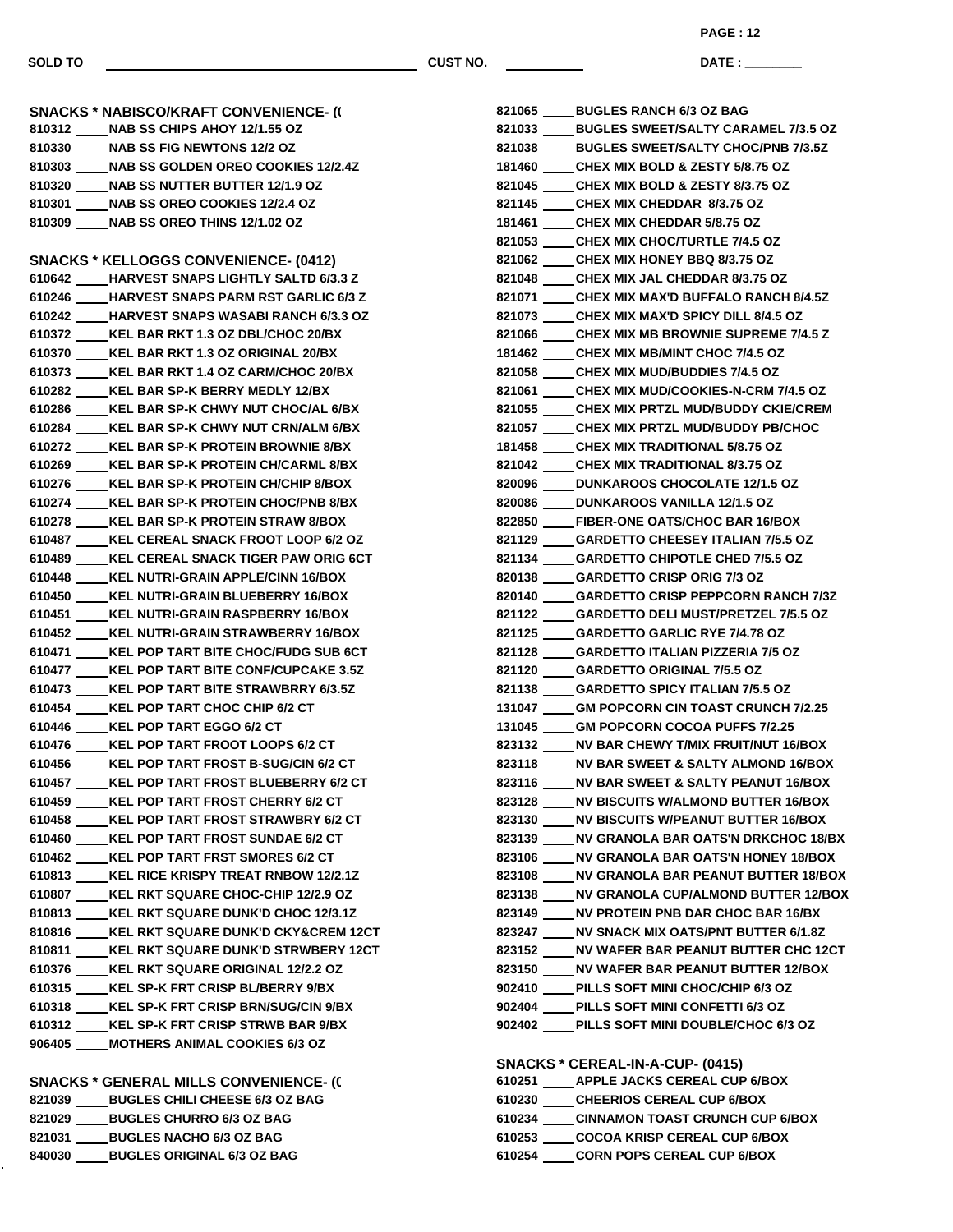SOLD TO ______________________ CUST NO. __________ DATE : ________

## SNACKS * NABISCO/KRAFT CONVENIENCE- ((

810312 ____ NAB SS CHIPS AHOY 12/1.55 OZ
810330 ____ NAB SS FIG NEWTONS 12/2 OZ
810303 ____ NAB SS GOLDEN OREO COOKIES 12/2.4Z
810320 ____ NAB SS NUTTER BUTTER 12/1.9 OZ
810301 ____ NAB SS OREO COOKIES 12/2.4 OZ
810309 ____ NAB SS OREO THINS 12/1.02 OZ

## SNACKS * KELLOGGS CONVENIENCE- (0412)

610642 ____ HARVEST SNAPS LIGHTLY SALTD 6/3.3 Z
610246 ____ HARVEST SNAPS PARM RST GARLIC 6/3 Z
610242 ____ HARVEST SNAPS WASABI RANCH 6/3.3 OZ
610372 ____ KEL BAR RKT 1.3 OZ DBL/CHOC 20/BX
610370 ____ KEL BAR RKT 1.3 OZ ORIGINAL 20/BX
610373 ____ KEL BAR RKT 1.4 OZ CARM/CHOC 20/BX
610282 ____ KEL BAR SP-K BERRY MEDLY 12/BX
610286 ____ KEL BAR SP-K CHWY NUT CHOC/AL 6/BX
610284 ____ KEL BAR SP-K CHWY NUT CRN/ALM 6/BX
610272 ____ KEL BAR SP-K PROTEIN BROWNIE 8/BX
610269 ____ KEL BAR SP-K PROTEIN CH/CARML 8/BX
610276 ____ KEL BAR SP-K PROTEIN CH/CHIP 8/BOX
610274 ____ KEL BAR SP-K PROTEIN CHOC/PNB 8/BX
610278 ____ KEL BAR SP-K PROTEIN STRAW 8/BOX
610487 ____ KEL CEREAL SNACK FROOT LOOP 6/2 OZ
610489 ____ KEL CEREAL SNACK TIGER PAW ORIG 6CT
610448 ____ KEL NUTRI-GRAIN APPLE/CINN 16/BOX
610450 ____ KEL NUTRI-GRAIN BLUEBERRY 16/BOX
610451 ____ KEL NUTRI-GRAIN RASPBERRY 16/BOX
610452 ____ KEL NUTRI-GRAIN STRAWBERRY 16/BOX
610471 ____ KEL POP TART BITE CHOC/FUDG SUB 6CT
610477 ____ KEL POP TART BITE CONF/CUPCAKE 3.5Z
610473 ____ KEL POP TART BITE STRAWBRRY 6/3.5Z
610454 ____ KEL POP TART CHOC CHIP 6/2 CT
610446 ____ KEL POP TART EGGO 6/2 CT
610476 ____ KEL POP TART FROOT LOOPS 6/2 CT
610456 ____ KEL POP TART FROST B-SUG/CIN 6/2 CT
610457 ____ KEL POP TART FROST BLUEBERRY 6/2 CT
610459 ____ KEL POP TART FROST CHERRY 6/2 CT
610458 ____ KEL POP TART FROST STRAWBRY 6/2 CT
610460 ____ KEL POP TART FROST SUNDAE 6/2 CT
610462 ____ KEL POP TART FRST SMORES 6/2 CT
610813 ____ KEL RICE KRISPY TREAT RNBOW 12/2.1Z
610807 ____ KEL RKT SQUARE CHOC-CHIP 12/2.9 OZ
810813 ____ KEL RKT SQUARE DUNK'D CHOC 12/3.1Z
810816 ____ KEL RKT SQUARE DUNK'D CKY&CREM 12CT
810811 ____ KEL RKT SQUARE DUNK'D STRWBERY 12CT
610376 ____ KEL RKT SQUARE ORIGINAL 12/2.2 OZ
610315 ____ KEL SP-K FRT CRISP BL/BERRY 9/BX
610318 ____ KEL SP-K FRT CRISP BRN/SUG/CIN 9/BX
610312 ____ KEL SP-K FRT CRISP STRWB BAR 9/BX
906405 ____ MOTHERS ANIMAL COOKIES 6/3 OZ

## SNACKS * GENERAL MILLS CONVENIENCE- ((

821039 ____ BUGLES CHILI CHEESE 6/3 OZ BAG
821029 ____ BUGLES CHURRO 6/3 OZ BAG
821031 ____ BUGLES NACHO 6/3 OZ BAG
840030 ____ BUGLES ORIGINAL 6/3 OZ BAG
821065 ____ BUGLES RANCH 6/3 OZ BAG
821033 ____ BUGLES SWEET/SALTY CARAMEL 7/3.5 OZ
821038 ____ BUGLES SWEET/SALTY CHOC/PNB 7/3.5Z
181460 ____ CHEX MIX BOLD & ZESTY 5/8.75 OZ
821045 ____ CHEX MIX BOLD & ZESTY 8/3.75 OZ
821145 ____ CHEX MIX CHEDDAR 8/3.75 OZ
181461 ____ CHEX MIX CHEDDAR 5/8.75 OZ
821053 ____ CHEX MIX CHOC/TURTLE 7/4.5 OZ
821062 ____ CHEX MIX HONEY BBQ 8/3.75 OZ
821048 ____ CHEX MIX JAL CHEDDAR 8/3.75 OZ
821071 ____ CHEX MIX MAX'D BUFFALO RANCH 8/4.5Z
821073 ____ CHEX MIX MAX'D SPICY DILL 8/4.5 OZ
821066 ____ CHEX MIX MB BROWNIE SUPREME 7/4.5 Z
181462 ____ CHEX MIX MB/MINT CHOC 7/4.5 OZ
821058 ____ CHEX MIX MUD/BUDDIES 7/4.5 OZ
821061 ____ CHEX MIX MUD/COOKIES-N-CRM 7/4.5 OZ
821055 ____ CHEX MIX PRTZL MUD/BUDDY CKIE/CREM
821057 ____ CHEX MIX PRTZL MUD/BUDDY PB/CHOC
181458 ____ CHEX MIX TRADITIONAL 5/8.75 OZ
821042 ____ CHEX MIX TRADITIONAL 8/3.75 OZ
820096 ____ DUNKAROOS CHOCOLATE 12/1.5 OZ
820086 ____ DUNKAROOS VANILLA 12/1.5 OZ
822850 ____ FIBER-ONE OATS/CHOC BAR 16/BOX
821129 ____ GARDETTO CHEESEY ITALIAN 7/5.5 OZ
821134 ____ GARDETTO CHIPOTLE CHED 7/5.5 OZ
820138 ____ GARDETTO CRISP ORIG 7/3 OZ
820140 ____ GARDETTO CRISP PEPPCORN RANCH 7/3Z
821122 ____ GARDETTO DELI MUST/PRETZEL 7/5.5 OZ
821125 ____ GARDETTO GARLIC RYE 7/4.78 OZ
821128 ____ GARDETTO ITALIAN PIZZERIA 7/5 OZ
821120 ____ GARDETTO ORIGINAL 7/5.5 OZ
821138 ____ GARDETTO SPICY ITALIAN 7/5.5 OZ
131047 ____ GM POPCORN CIN TOAST CRUNCH 7/2.25
131045 ____ GM POPCORN COCOA PUFFS 7/2.25
823132 ____ NV BAR CHEWY T/MIX FRUIT/NUT 16/BOX
823118 ____ NV BAR SWEET & SALTY ALMOND 16/BOX
823116 ____ NV BAR SWEET & SALTY PEANUT 16/BOX
823128 ____ NV BISCUITS W/ALMOND BUTTER 16/BOX
823130 ____ NV BISCUITS W/PEANUT BUTTER 16/BOX
823139 ____ NV GRANOLA BAR OATS'N DRKCHOC 18/BX
823106 ____ NV GRANOLA BAR OATS'N HONEY 18/BOX
823108 ____ NV GRANOLA BAR PEANUT BUTTER 18/BOX
823138 ____ NV GRANOLA CUP/ALMOND BUTTER 12/BOX
823149 ____ NV PROTEIN PNB DAR CHOC BAR 16/BX
823247 ____ NV SNACK MIX OATS/PNT BUTTER 6/1.8Z
823152 ____ NV WAFER BAR PEANUT BUTTER CHC 12CT
823150 ____ NV WAFER BAR PEANUT BUTTER 12/BOX
902410 ____ PILLS SOFT MINI CHOC/CHIP 6/3 OZ
902404 ____ PILLS SOFT MINI CONFETTI 6/3 OZ
902402 ____ PILLS SOFT MINI DOUBLE/CHOC 6/3 OZ

## SNACKS * CEREAL-IN-A-CUP- (0415)

610251 ____ APPLE JACKS CEREAL CUP 6/BOX
610230 ____ CHEERIOS CEREAL CUP 6/BOX
610234 ____ CINNAMON TOAST CRUNCH CUP 6/BOX
610253 ____ COCOA KRISP CEREAL CUP 6/BOX
610254 ____ CORN POPS CEREAL CUP 6/BOX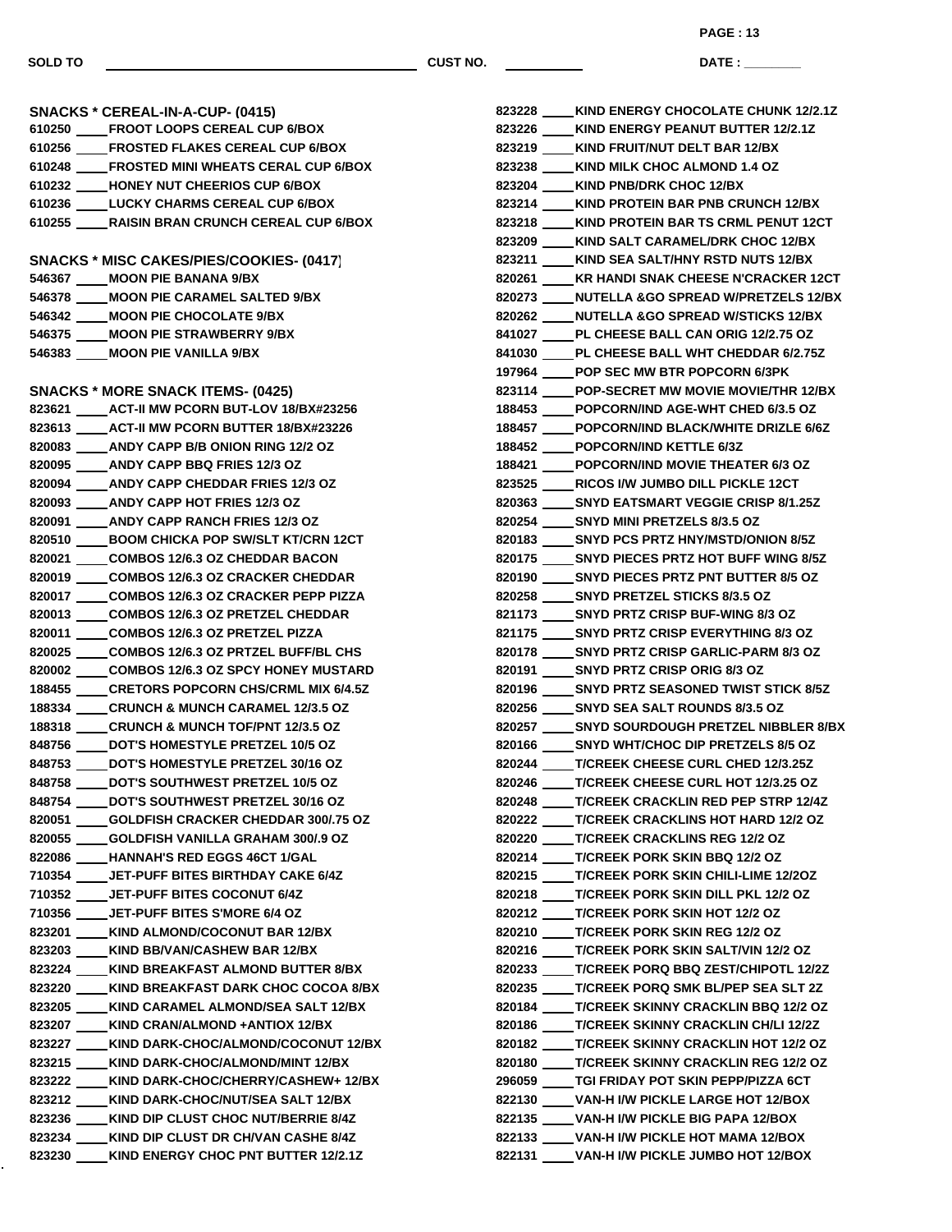SOLD TO ______________________ CUST NO. __________ DATE : ________

## SNACKS * CEREAL-IN-A-CUP- (0415)

610250 ____ FROOT LOOPS CEREAL CUP 6/BOX
610256 ____ FROSTED FLAKES CEREAL CUP 6/BOX
610248 ____ FROSTED MINI WHEATS CERAL CUP 6/BOX
610232 ____ HONEY NUT CHEERIOS CUP 6/BOX
610236 ____ LUCKY CHARMS CEREAL CUP 6/BOX
610255 ____ RAISIN BRAN CRUNCH CEREAL CUP 6/BOX

## SNACKS * MISC CAKES/PIES/COOKIES- (0417)

546367 ____ MOON PIE BANANA 9/BX
546378 ____ MOON PIE CARAMEL SALTED 9/BX
546342 ____ MOON PIE CHOCOLATE 9/BX
546375 ____ MOON PIE STRAWBERRY 9/BX
546383 ____ MOON PIE VANILLA 9/BX

## SNACKS * MORE SNACK ITEMS- (0425)

823621 ____ ACT-II MW PCORN BUT-LOV 18/BX#23256
823613 ____ ACT-II MW PCORN BUTTER 18/BX#23226
820083 ____ ANDY CAPP B/B ONION RING 12/2 OZ
820095 ____ ANDY CAPP BBQ FRIES 12/3 OZ
820094 ____ ANDY CAPP CHEDDAR FRIES 12/3 OZ
820093 ____ ANDY CAPP HOT FRIES 12/3 OZ
820091 ____ ANDY CAPP RANCH FRIES 12/3 OZ
820510 ____ BOOM CHICKA POP SW/SLT KT/CRN 12CT
820021 ____ COMBOS 12/6.3 OZ CHEDDAR BACON
820019 ____ COMBOS 12/6.3 OZ CRACKER CHEDDAR
820017 ____ COMBOS 12/6.3 OZ CRACKER PEPP PIZZA
820013 ____ COMBOS 12/6.3 OZ PRETZEL CHEDDAR
820011 ____ COMBOS 12/6.3 OZ PRETZEL PIZZA
820025 ____ COMBOS 12/6.3 OZ PRTZEL BUFF/BL CHS
820002 ____ COMBOS 12/6.3 OZ SPCY HONEY MUSTARD
188455 ____ CRETORS POPCORN CHS/CRML MIX 6/4.5Z
188334 ____ CRUNCH & MUNCH CARAMEL 12/3.5 OZ
188318 ____ CRUNCH & MUNCH TOF/PNT 12/3.5 OZ
848756 ____ DOT'S HOMESTYLE PRETZEL 10/5 OZ
848753 ____ DOT'S HOMESTYLE PRETZEL 30/16 OZ
848758 ____ DOT'S SOUTHWEST PRETZEL 10/5 OZ
848754 ____ DOT'S SOUTHWEST PRETZEL 30/16 OZ
820051 ____ GOLDFISH CRACKER CHEDDAR 300/.75 OZ
820055 ____ GOLDFISH VANILLA GRAHAM 300/.9 OZ
822086 ____ HANNAH'S RED EGGS 46CT 1/GAL
710354 ____ JET-PUFF BITES BIRTHDAY CAKE 6/4Z
710352 ____ JET-PUFF BITES COCONUT 6/4Z
710356 ____ JET-PUFF BITES S'MORE 6/4 OZ
823201 ____ KIND ALMOND/COCONUT BAR 12/BX
823203 ____ KIND BB/VAN/CASHEW BAR 12/BX
823224 ____ KIND BREAKFAST ALMOND BUTTER 8/BX
823220 ____ KIND BREAKFAST DARK CHOC COCOA 8/BX
823205 ____ KIND CARAMEL ALMOND/SEA SALT 12/BX
823207 ____ KIND CRAN/ALMOND +ANTIOX 12/BX
823227 ____ KIND DARK-CHOC/ALMOND/COCONUT 12/BX
823215 ____ KIND DARK-CHOC/ALMOND/MINT 12/BX
823222 ____ KIND DARK-CHOC/CHERRY/CASHEW+ 12/BX
823212 ____ KIND DARK-CHOC/NUT/SEA SALT 12/BX
823236 ____ KIND DIP CLUST CHOC NUT/BERRIE 8/4Z
823234 ____ KIND DIP CLUST DR CH/VAN CASHE 8/4Z
823230 ____ KIND ENERGY CHOC PNT BUTTER 12/2.1Z
823228 ____ KIND ENERGY CHOCOLATE CHUNK 12/2.1Z
823226 ____ KIND ENERGY PEANUT BUTTER 12/2.1Z
823219 ____ KIND FRUIT/NUT DELT BAR 12/BX
823238 ____ KIND MILK CHOC ALMOND 1.4 OZ
823204 ____ KIND PNB/DRK CHOC 12/BX
823214 ____ KIND PROTEIN BAR PNB CRUNCH 12/BX
823218 ____ KIND PROTEIN BAR TS CRML PENUT 12CT
823209 ____ KIND SALT CARAMEL/DRK CHOC 12/BX
823211 ____ KIND SEA SALT/HNY RSTD NUTS 12/BX
820261 ____ KR HANDI SNAK CHEESE N'CRACKER 12CT
820273 ____ NUTELLA &GO SPREAD W/PRETZELS 12/BX
820262 ____ NUTELLA &GO SPREAD W/STICKS 12/BX
841027 ____ PL CHEESE BALL CAN ORIG 12/2.75 OZ
841030 ____ PL CHEESE BALL WHT CHEDDAR 6/2.75Z
197964 ____ POP SEC MW BTR POPCORN 6/3PK
823114 ____ POP-SECRET MW MOVIE MOVIE/THR 12/BX
188453 ____ POPCORN/IND AGE-WHT CHED 6/3.5 OZ
188457 ____ POPCORN/IND BLACK/WHITE DRIZLE 6/6Z
188452 ____ POPCORN/IND KETTLE 6/3Z
188421 ____ POPCORN/IND MOVIE THEATER 6/3 OZ
823525 ____ RICOS I/W JUMBO DILL PICKLE 12CT
820363 ____ SNYD EATSMART VEGGIE CRISP 8/1.25Z
820254 ____ SNYD MINI PRETZELS 8/3.5 OZ
820183 ____ SNYD PCS PRTZ HNY/MSTD/ONION 8/5Z
820175 ____ SNYD PIECES PRTZ HOT BUFF WING 8/5Z
820190 ____ SNYD PIECES PRTZ PNT BUTTER 8/5 OZ
820258 ____ SNYD PRETZEL STICKS 8/3.5 OZ
821173 ____ SNYD PRTZ CRISP BUF-WING 8/3 OZ
821175 ____ SNYD PRTZ CRISP EVERYTHING 8/3 OZ
820178 ____ SNYD PRTZ CRISP GARLIC-PARM 8/3 OZ
820191 ____ SNYD PRTZ CRISP ORIG 8/3 OZ
820196 ____ SNYD PRTZ SEASONED TWIST STICK 8/5Z
820256 ____ SNYD SEA SALT ROUNDS 8/3.5 OZ
820257 ____ SNYD SOURDOUGH PRETZEL NIBBLER 8/BX
820166 ____ SNYD WHT/CHOC DIP PRETZELS 8/5 OZ
820244 ____ T/CREEK CHEESE CURL CHED 12/3.25Z
820246 ____ T/CREEK CHEESE CURL HOT 12/3.25 OZ
820248 ____ T/CREEK CRACKLIN RED PEP STRP 12/4Z
820222 ____ T/CREEK CRACKLINS HOT HARD 12/2 OZ
820220 ____ T/CREEK CRACKLINS REG 12/2 OZ
820214 ____ T/CREEK PORK SKIN BBQ 12/2 OZ
820215 ____ T/CREEK PORK SKIN CHILI-LIME 12/2OZ
820218 ____ T/CREEK PORK SKIN DILL PKL 12/2 OZ
820212 ____ T/CREEK PORK SKIN HOT 12/2 OZ
820210 ____ T/CREEK PORK SKIN REG 12/2 OZ
820216 ____ T/CREEK PORK SKIN SALT/VIN 12/2 OZ
820233 ____ T/CREEK PORQ BBQ ZEST/CHIPOTL 12/2Z
820235 ____ T/CREEK PORQ SMK BL/PEP SEA SLT 2Z
820184 ____ T/CREEK SKINNY CRACKLIN BBQ 12/2 OZ
820186 ____ T/CREEK SKINNY CRACKLIN CH/LI 12/2Z
820182 ____ T/CREEK SKINNY CRACKLIN HOT 12/2 OZ
820180 ____ T/CREEK SKINNY CRACKLIN REG 12/2 OZ
296059 ____ TGI FRIDAY POT SKIN PEPP/PIZZA 6CT
822130 ____ VAN-H I/W PICKLE LARGE HOT 12/BOX
822135 ____ VAN-H I/W PICKLE BIG PAPA 12/BOX
822133 ____ VAN-H I/W PICKLE HOT MAMA 12/BOX
822131 ____ VAN-H I/W PICKLE JUMBO HOT 12/BOX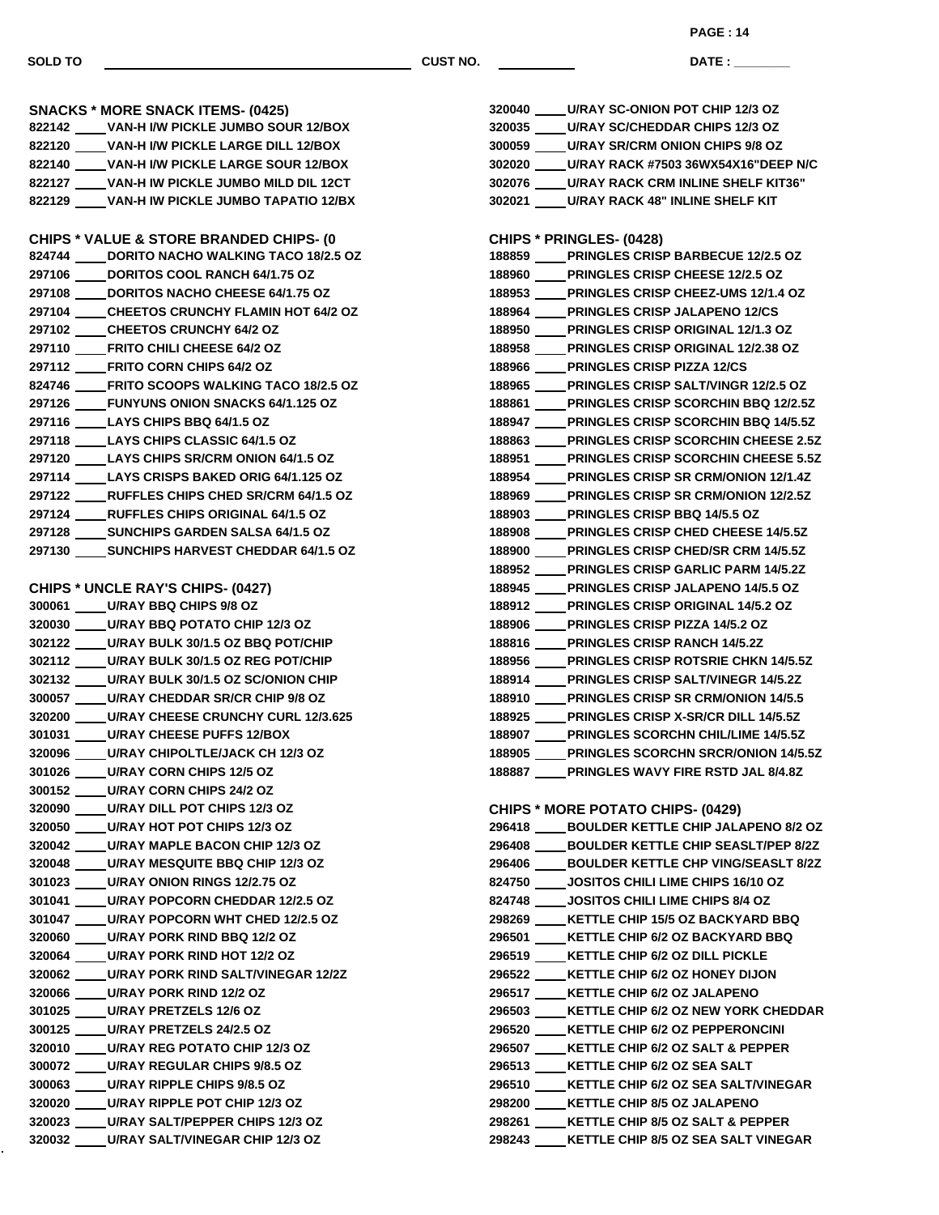SOLD TO ______________________ CUST NO. __________ DATE : ________

## SNACKS * MORE SNACK ITEMS- (0425)

822142 ____ VAN-H I/W PICKLE JUMBO SOUR 12/BOX
822120 ____ VAN-H I/W PICKLE LARGE DILL 12/BOX
822140 ____ VAN-H I/W PICKLE LARGE SOUR 12/BOX
822127 ____ VAN-H IW PICKLE JUMBO MILD DIL 12CT
822129 ____ VAN-H IW PICKLE JUMBO TAPATIO 12/BX

## CHIPS * VALUE & STORE BRANDED CHIPS- (0

824744 ____ DORITO NACHO WALKING TACO 18/2.5 OZ
297106 ____ DORITOS COOL RANCH 64/1.75 OZ
297108 ____ DORITOS NACHO CHEESE 64/1.75 OZ
297104 ____ CHEETOS CRUNCHY FLAMIN HOT 64/2 OZ
297102 ____ CHEETOS CRUNCHY 64/2 OZ
297110 ____ FRITO CHILI CHEESE 64/2 OZ
297112 ____ FRITO CORN CHIPS 64/2 OZ
824746 ____ FRITO SCOOPS WALKING TACO 18/2.5 OZ
297126 ____ FUNYUNS ONION SNACKS 64/1.125 OZ
297116 ____ LAYS CHIPS BBQ 64/1.5 OZ
297118 ____ LAYS CHIPS CLASSIC 64/1.5 OZ
297120 ____ LAYS CHIPS SR/CRM ONION 64/1.5 OZ
297114 ____ LAYS CRISPS BAKED ORIG 64/1.125 OZ
297122 ____ RUFFLES CHIPS CHED SR/CRM 64/1.5 OZ
297124 ____ RUFFLES CHIPS ORIGINAL 64/1.5 OZ
297128 ____ SUNCHIPS GARDEN SALSA 64/1.5 OZ
297130 ____ SUNCHIPS HARVEST CHEDDAR 64/1.5 OZ

## CHIPS * UNCLE RAY'S CHIPS- (0427)

300061 ____ U/RAY BBQ CHIPS 9/8 OZ
320030 ____ U/RAY BBQ POTATO CHIP 12/3 OZ
302122 ____ U/RAY BULK 30/1.5 OZ BBQ POT/CHIP
302112 ____ U/RAY BULK 30/1.5 OZ REG POT/CHIP
302132 ____ U/RAY BULK 30/1.5 OZ SC/ONION CHIP
300057 ____ U/RAY CHEDDAR SR/CR CHIP 9/8 OZ
320200 ____ U/RAY CHEESE CRUNCHY CURL 12/3.625
301031 ____ U/RAY CHEESE PUFFS 12/BOX
320096 ____ U/RAY CHIPOLTLE/JACK CH 12/3 OZ
301026 ____ U/RAY CORN CHIPS 12/5 OZ
300152 ____ U/RAY CORN CHIPS 24/2 OZ
320090 ____ U/RAY DILL POT CHIPS 12/3 OZ
320050 ____ U/RAY HOT POT CHIPS 12/3 OZ
320042 ____ U/RAY MAPLE BACON CHIP 12/3 OZ
320048 ____ U/RAY MESQUITE BBQ CHIP 12/3 OZ
301023 ____ U/RAY ONION RINGS 12/2.75 OZ
301041 ____ U/RAY POPCORN CHEDDAR 12/2.5 OZ
301047 ____ U/RAY POPCORN WHT CHED 12/2.5 OZ
320060 ____ U/RAY PORK RIND BBQ 12/2 OZ
320064 ____ U/RAY PORK RIND HOT 12/2 OZ
320062 ____ U/RAY PORK RIND SALT/VINEGAR 12/2Z
320066 ____ U/RAY PORK RIND 12/2 OZ
301025 ____ U/RAY PRETZELS 12/6 OZ
300125 ____ U/RAY PRETZELS 24/2.5 OZ
320010 ____ U/RAY REG POTATO CHIP 12/3 OZ
300072 ____ U/RAY REGULAR CHIPS 9/8.5 OZ
300063 ____ U/RAY RIPPLE CHIPS 9/8.5 OZ
320020 ____ U/RAY RIPPLE POT CHIP 12/3 OZ
320023 ____ U/RAY SALT/PEPPER CHIPS 12/3 OZ
320032 ____ U/RAY SALT/VINEGAR CHIP 12/3 OZ
320040 ____ U/RAY SC-ONION POT CHIP 12/3 OZ
320035 ____ U/RAY SC/CHEDDAR CHIPS 12/3 OZ
300059 ____ U/RAY SR/CRM ONION CHIPS 9/8 OZ
302020 ____ U/RAY RACK #7503 36WX54X16"DEEP N/C
302076 ____ U/RAY RACK CRM INLINE SHELF KIT36"
302021 ____ U/RAY RACK 48" INLINE SHELF KIT

## CHIPS * PRINGLES- (0428)

188859 ____ PRINGLES CRISP BARBECUE 12/2.5 OZ
188960 ____ PRINGLES CRISP CHEESE 12/2.5 OZ
188953 ____ PRINGLES CRISP CHEEZ-UMS 12/1.4 OZ
188964 ____ PRINGLES CRISP JALAPENO 12/CS
188950 ____ PRINGLES CRISP ORIGINAL 12/1.3 OZ
188958 ____ PRINGLES CRISP ORIGINAL 12/2.38 OZ
188966 ____ PRINGLES CRISP PIZZA 12/CS
188965 ____ PRINGLES CRISP SALT/VINGR 12/2.5 OZ
188861 ____ PRINGLES CRISP SCORCHIN BBQ 12/2.5Z
188947 ____ PRINGLES CRISP SCORCHIN BBQ 14/5.5Z
188863 ____ PRINGLES CRISP SCORCHIN CHEESE 2.5Z
188951 ____ PRINGLES CRISP SCORCHIN CHEESE 5.5Z
188954 ____ PRINGLES CRISP SR CRM/ONION 12/1.4Z
188969 ____ PRINGLES CRISP SR CRM/ONION 12/2.5Z
188903 ____ PRINGLES CRISP BBQ 14/5.5 OZ
188908 ____ PRINGLES CRISP CHED CHEESE 14/5.5Z
188900 ____ PRINGLES CRISP CHED/SR CRM 14/5.5Z
188952 ____ PRINGLES CRISP GARLIC PARM 14/5.2Z
188945 ____ PRINGLES CRISP JALAPENO 14/5.5 OZ
188912 ____ PRINGLES CRISP ORIGINAL 14/5.2 OZ
188906 ____ PRINGLES CRISP PIZZA 14/5.2 OZ
188816 ____ PRINGLES CRISP RANCH 14/5.2Z
188956 ____ PRINGLES CRISP ROTSRIE CHKN 14/5.5Z
188914 ____ PRINGLES CRISP SALT/VINEGR 14/5.2Z
188910 ____ PRINGLES CRISP SR CRM/ONION 14/5.5
188925 ____ PRINGLES CRISP X-SR/CR DILL 14/5.5Z
188907 ____ PRINGLES SCORCHN CHIL/LIME 14/5.5Z
188905 ____ PRINGLES SCORCHN SRCR/ONION 14/5.5Z
188887 ____ PRINGLES WAVY FIRE RSTD JAL 8/4.8Z

## CHIPS * MORE POTATO CHIPS- (0429)

296418 ____ BOULDER KETTLE CHIP JALAPENO 8/2 OZ
296408 ____ BOULDER KETTLE CHIP SEASLT/PEP 8/2Z
296406 ____ BOULDER KETTLE CHP VING/SEASLT 8/2Z
824750 ____ JOSITOS CHILI LIME CHIPS 16/10 OZ
824748 ____ JOSITOS CHILI LIME CHIPS 8/4 OZ
298269 ____ KETTLE CHIP 15/5 OZ BACKYARD BBQ
296501 ____ KETTLE CHIP 6/2 OZ BACKYARD BBQ
296519 ____ KETTLE CHIP 6/2 OZ DILL PICKLE
296522 ____ KETTLE CHIP 6/2 OZ HONEY DIJON
296517 ____ KETTLE CHIP 6/2 OZ JALAPENO
296503 ____ KETTLE CHIP 6/2 OZ NEW YORK CHEDDAR
296520 ____ KETTLE CHIP 6/2 OZ PEPPERONCINI
296507 ____ KETTLE CHIP 6/2 OZ SALT & PEPPER
296513 ____ KETTLE CHIP 6/2 OZ SEA SALT
296510 ____ KETTLE CHIP 6/2 OZ SEA SALT/VINEGAR
298200 ____ KETTLE CHIP 8/5 OZ JALAPENO
298261 ____ KETTLE CHIP 8/5 OZ SALT & PEPPER
298243 ____ KETTLE CHIP 8/5 OZ SEA SALT VINEGAR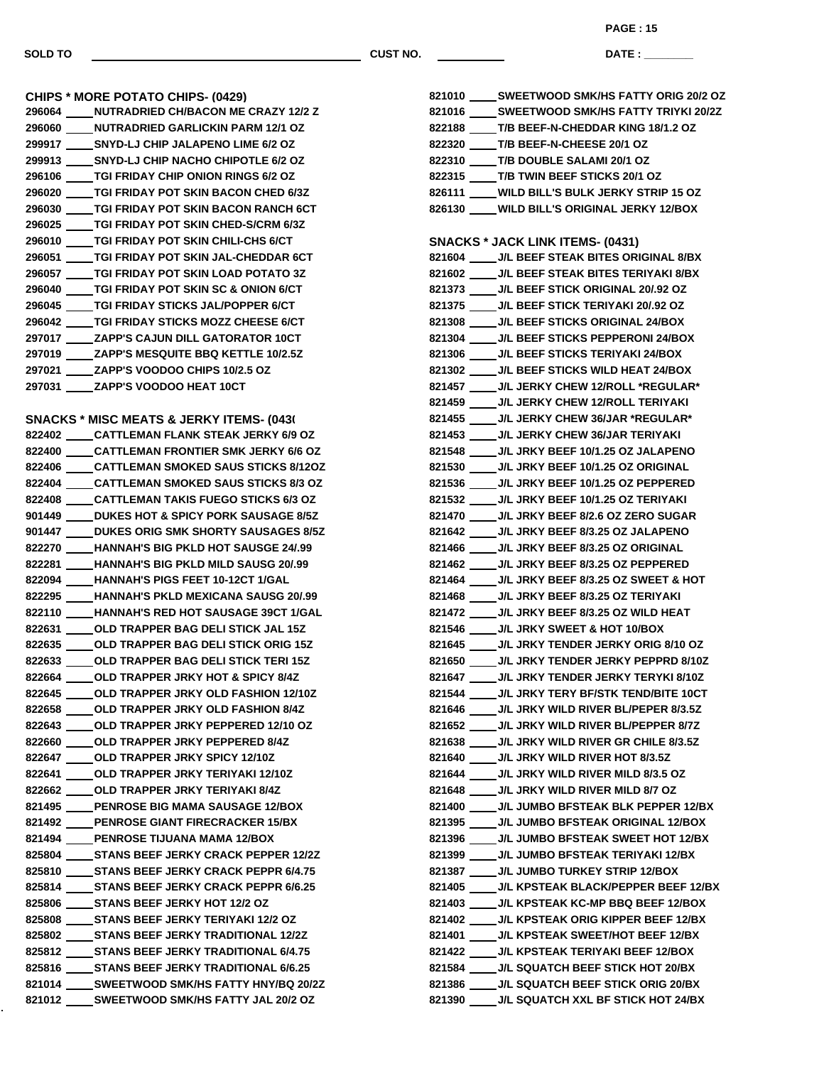SOLD TO ______________________ CUST NO. __________ DATE : ________

## CHIPS * MORE POTATO CHIPS- (0429)

296064 ____ NUTRADRIED CH/BACON ME CRAZY 12/2 Z
296060 ____ NUTRADRIED GARLICKIN PARM 12/1 OZ
299917 ____ SNYD-LJ CHIP JALAPENO LIME 6/2 OZ
299913 ____ SNYD-LJ CHIP NACHO CHIPOTLE 6/2 OZ
296106 ____ TGI FRIDAY CHIP ONION RINGS 6/2 OZ
296020 ____ TGI FRIDAY POT SKIN BACON CHED 6/3Z
296030 ____ TGI FRIDAY POT SKIN BACON RANCH 6CT
296025 ____ TGI FRIDAY POT SKIN CHED-S/CRM 6/3Z
296010 ____ TGI FRIDAY POT SKIN CHILI-CHS 6/CT
296051 ____ TGI FRIDAY POT SKIN JAL-CHEDDAR 6CT
296057 ____ TGI FRIDAY POT SKIN LOAD POTATO 3Z
296040 ____ TGI FRIDAY POT SKIN SC & ONION 6/CT
296045 ____ TGI FRIDAY STICKS JAL/POPPER 6/CT
296042 ____ TGI FRIDAY STICKS MOZZ CHEESE 6/CT
297017 ____ ZAPP'S CAJUN DILL GATORATOR 10CT
297019 ____ ZAPP'S MESQUITE BBQ KETTLE 10/2.5Z
297021 ____ ZAPP'S VOODOO CHIPS 10/2.5 OZ
297031 ____ ZAPP'S VOODOO HEAT 10CT

## SNACKS * MISC MEATS & JERKY ITEMS- (043(

822402 ____ CATTLEMAN FLANK STEAK JERKY 6/9 OZ
822400 ____ CATTLEMAN FRONTIER SMK JERKY 6/6 OZ
822406 ____ CATTLEMAN SMOKED SAUS STICKS 8/12OZ
822404 ____ CATTLEMAN SMOKED SAUS STICKS 8/3 OZ
822408 ____ CATTLEMAN TAKIS FUEGO STICKS 6/3 OZ
901449 ____ DUKES HOT & SPICY PORK SAUSAGE 8/5Z
901447 ____ DUKES ORIG SMK SHORTY SAUSAGES 8/5Z
822270 ____ HANNAH'S BIG PKLD HOT SAUSGE 24/.99
822281 ____ HANNAH'S BIG PKLD MILD SAUSG 20/.99
822094 ____ HANNAH'S PIGS FEET 10-12CT 1/GAL
822295 ____ HANNAH'S PKLD MEXICANA SAUSG 20/.99
822110 ____ HANNAH'S RED HOT SAUSAGE 39CT 1/GAL
822631 ____ OLD TRAPPER BAG DELI STICK JAL 15Z
822635 ____ OLD TRAPPER BAG DELI STICK ORIG 15Z
822633 ____ OLD TRAPPER BAG DELI STICK TERI 15Z
822664 ____ OLD TRAPPER JRKY HOT & SPICY 8/4Z
822645 ____ OLD TRAPPER JRKY OLD FASHION 12/10Z
822658 ____ OLD TRAPPER JRKY OLD FASHION 8/4Z
822643 ____ OLD TRAPPER JRKY PEPPERED 12/10 OZ
822660 ____ OLD TRAPPER JRKY PEPPERED 8/4Z
822647 ____ OLD TRAPPER JRKY SPICY 12/10Z
822641 ____ OLD TRAPPER JRKY TERIYAKI 12/10Z
822662 ____ OLD TRAPPER JRKY TERIYAKI 8/4Z
821495 ____ PENROSE BIG MAMA SAUSAGE 12/BOX
821492 ____ PENROSE GIANT FIRECRACKER 15/BX
821494 ____ PENROSE TIJUANA MAMA 12/BOX
825804 ____ STANS BEEF JERKY CRACK PEPPER 12/2Z
825810 ____ STANS BEEF JERKY CRACK PEPPR 6/4.75
825814 ____ STANS BEEF JERKY CRACK PEPPR 6/6.25
825806 ____ STANS BEEF JERKY HOT 12/2 OZ
825808 ____ STANS BEEF JERKY TERIYAKI 12/2 OZ
825802 ____ STANS BEEF JERKY TRADITIONAL 12/2Z
825812 ____ STANS BEEF JERKY TRADITIONAL 6/4.75
825816 ____ STANS BEEF JERKY TRADITIONAL 6/6.25
821014 ____ SWEETWOOD SMK/HS FATTY HNY/BQ 20/2Z
821012 ____ SWEETWOOD SMK/HS FATTY JAL 20/2 OZ
821010 ____ SWEETWOOD SMK/HS FATTY ORIG 20/2 OZ
821016 ____ SWEETWOOD SMK/HS FATTY TRIYKI 20/2Z
822188 ____ T/B BEEF-N-CHEDDAR KING 18/1.2 OZ
822320 ____ T/B BEEF-N-CHEESE 20/1 OZ
822310 ____ T/B DOUBLE SALAMI 20/1 OZ
822315 ____ T/B TWIN BEEF STICKS 20/1 OZ
826111 ____ WILD BILL'S BULK JERKY STRIP 15 OZ
826130 ____ WILD BILL'S ORIGINAL JERKY 12/BOX

## SNACKS * JACK LINK ITEMS- (0431)

821604 ____ J/L BEEF STEAK BITES ORIGINAL 8/BX
821602 ____ J/L BEEF STEAK BITES TERIYAKI 8/BX
821373 ____ J/L BEEF STICK ORIGINAL 20/.92 OZ
821375 ____ J/L BEEF STICK TERIYAKI 20/.92 OZ
821308 ____ J/L BEEF STICKS ORIGINAL 24/BOX
821304 ____ J/L BEEF STICKS PEPPERONI 24/BOX
821306 ____ J/L BEEF STICKS TERIYAKI 24/BOX
821302 ____ J/L BEEF STICKS WILD HEAT 24/BOX
821457 ____ J/L JERKY CHEW 12/ROLL *REGULAR*
821459 ____ J/L JERKY CHEW 12/ROLL TERIYAKI
821455 ____ J/L JERKY CHEW 36/JAR *REGULAR*
821453 ____ J/L JERKY CHEW 36/JAR TERIYAKI
821548 ____ J/L JRKY BEEF 10/1.25 OZ JALAPENO
821530 ____ J/L JRKY BEEF 10/1.25 OZ ORIGINAL
821536 ____ J/L JRKY BEEF 10/1.25 OZ PEPPERED
821532 ____ J/L JRKY BEEF 10/1.25 OZ TERIYAKI
821470 ____ J/L JRKY BEEF 8/2.6 OZ ZERO SUGAR
821642 ____ J/L JRKY BEEF 8/3.25 OZ JALAPENO
821466 ____ J/L JRKY BEEF 8/3.25 OZ ORIGINAL
821462 ____ J/L JRKY BEEF 8/3.25 OZ PEPPERED
821464 ____ J/L JRKY BEEF 8/3.25 OZ SWEET & HOT
821468 ____ J/L JRKY BEEF 8/3.25 OZ TERIYAKI
821472 ____ J/L JRKY BEEF 8/3.25 OZ WILD HEAT
821546 ____ J/L JRKY SWEET & HOT 10/BOX
821645 ____ J/L JRKY TENDER JERKY ORIG 8/10 OZ
821650 ____ J/L JRKY TENDER JERKY PEPPRD 8/10Z
821647 ____ J/L JRKY TENDER JERKY TERYKI 8/10Z
821544 ____ J/L JRKY TERY BF/STK TEND/BITE 10CT
821646 ____ J/L JRKY WILD RIVER BL/PEPER 8/3.5Z
821652 ____ J/L JRKY WILD RIVER BL/PEPPER 8/7Z
821638 ____ J/L JRKY WILD RIVER GR CHILE 8/3.5Z
821640 ____ J/L JRKY WILD RIVER HOT 8/3.5Z
821644 ____ J/L JRKY WILD RIVER MILD 8/3.5 OZ
821648 ____ J/L JRKY WILD RIVER MILD 8/7 OZ
821400 ____ J/L JUMBO BFSTEAK BLK PEPPER 12/BX
821395 ____ J/L JUMBO BFSTEAK ORIGINAL 12/BOX
821396 ____ J/L JUMBO BFSTEAK SWEET HOT 12/BX
821399 ____ J/L JUMBO BFSTEAK TERIYAKI 12/BX
821387 ____ J/L JUMBO TURKEY STRIP 12/BOX
821405 ____ J/L KPSTEAK BLACK/PEPPER BEEF 12/BX
821403 ____ J/L KPSTEAK KC-MP BBQ BEEF 12/BOX
821402 ____ J/L KPSTEAK ORIG KIPPER BEEF 12/BX
821401 ____ J/L KPSTEAK SWEET/HOT BEEF 12/BX
821422 ____ J/L KPSTEAK TERIYAKI BEEF 12/BOX
821584 ____ J/L SQUATCH BEEF STICK HOT 20/BX
821386 ____ J/L SQUATCH BEEF STICK ORIG 20/BX
821390 ____ J/L SQUATCH XXL BF STICK HOT 24/BX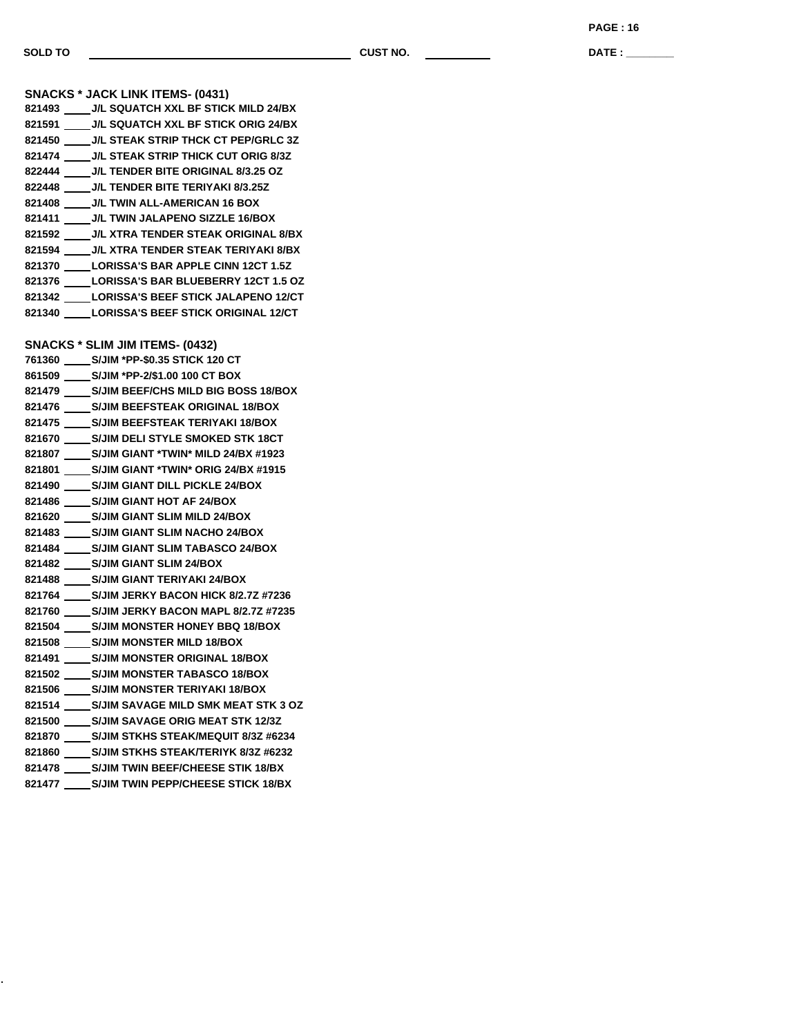SOLD TO ______________________ CUST NO. __________ DATE : ________

## SNACKS * JACK LINK ITEMS- (0431)

821493 ____ J/L SQUATCH XXL BF STICK MILD 24/BX
821591 ____ J/L SQUATCH XXL BF STICK ORIG 24/BX
821450 ____ J/L STEAK STRIP THCK CT PEP/GRLC 3Z
821474 ____ J/L STEAK STRIP THICK CUT ORIG 8/3Z
822444 ____ J/L TENDER BITE ORIGINAL 8/3.25 OZ
822448 ____ J/L TENDER BITE TERIYAKI 8/3.25Z
821408 ____ J/L TWIN ALL-AMERICAN 16 BOX
821411 ____ J/L TWIN JALAPENO SIZZLE 16/BOX
821592 ____ J/L XTRA TENDER STEAK ORIGINAL 8/BX
821594 ____ J/L XTRA TENDER STEAK TERIYAKI 8/BX
821370 ____ LORISSA'S BAR APPLE CINN 12CT 1.5Z
821376 ____ LORISSA'S BAR BLUEBERRY 12CT 1.5 OZ
821342 ____ LORISSA'S BEEF STICK JALAPENO 12/CT
821340 ____ LORISSA'S BEEF STICK ORIGINAL 12/CT

## SNACKS * SLIM JIM ITEMS- (0432)

761360 ____ S/JIM *PP-$0.35 STICK 120 CT
861509 ____ S/JIM *PP-2/$1.00 100 CT BOX
821479 ____ S/JIM BEEF/CHS MILD BIG BOSS 18/BOX
821476 ____ S/JIM BEEFSTEAK ORIGINAL 18/BOX
821475 ____ S/JIM BEEFSTEAK TERIYAKI 18/BOX
821670 ____ S/JIM DELI STYLE SMOKED STK 18CT
821807 ____ S/JIM GIANT *TWIN* MILD 24/BX #1923
821801 ____ S/JIM GIANT *TWIN* ORIG 24/BX #1915
821490 ____ S/JIM GIANT DILL PICKLE 24/BOX
821486 ____ S/JIM GIANT HOT AF 24/BOX
821620 ____ S/JIM GIANT SLIM MILD 24/BOX
821483 ____ S/JIM GIANT SLIM NACHO 24/BOX
821484 ____ S/JIM GIANT SLIM TABASCO 24/BOX
821482 ____ S/JIM GIANT SLIM 24/BOX
821488 ____ S/JIM GIANT TERIYAKI 24/BOX
821764 ____ S/JIM JERKY BACON HICK 8/2.7Z #7236
821760 ____ S/JIM JERKY BACON MAPL 8/2.7Z #7235
821504 ____ S/JIM MONSTER HONEY BBQ 18/BOX
821508 ____ S/JIM MONSTER MILD 18/BOX
821491 ____ S/JIM MONSTER ORIGINAL 18/BOX
821502 ____ S/JIM MONSTER TABASCO 18/BOX
821506 ____ S/JIM MONSTER TERIYAKI 18/BOX
821514 ____ S/JIM SAVAGE MILD SMK MEAT STK 3 OZ
821500 ____ S/JIM SAVAGE ORIG MEAT STK 12/3Z
821870 ____ S/JIM STKHS STEAK/MEQUIT 8/3Z #6234
821860 ____ S/JIM STKHS STEAK/TERIYK 8/3Z #6232
821478 ____ S/JIM TWIN BEEF/CHEESE STIK 18/BX
821477 ____ S/JIM TWIN PEPP/CHEESE STICK 18/BX